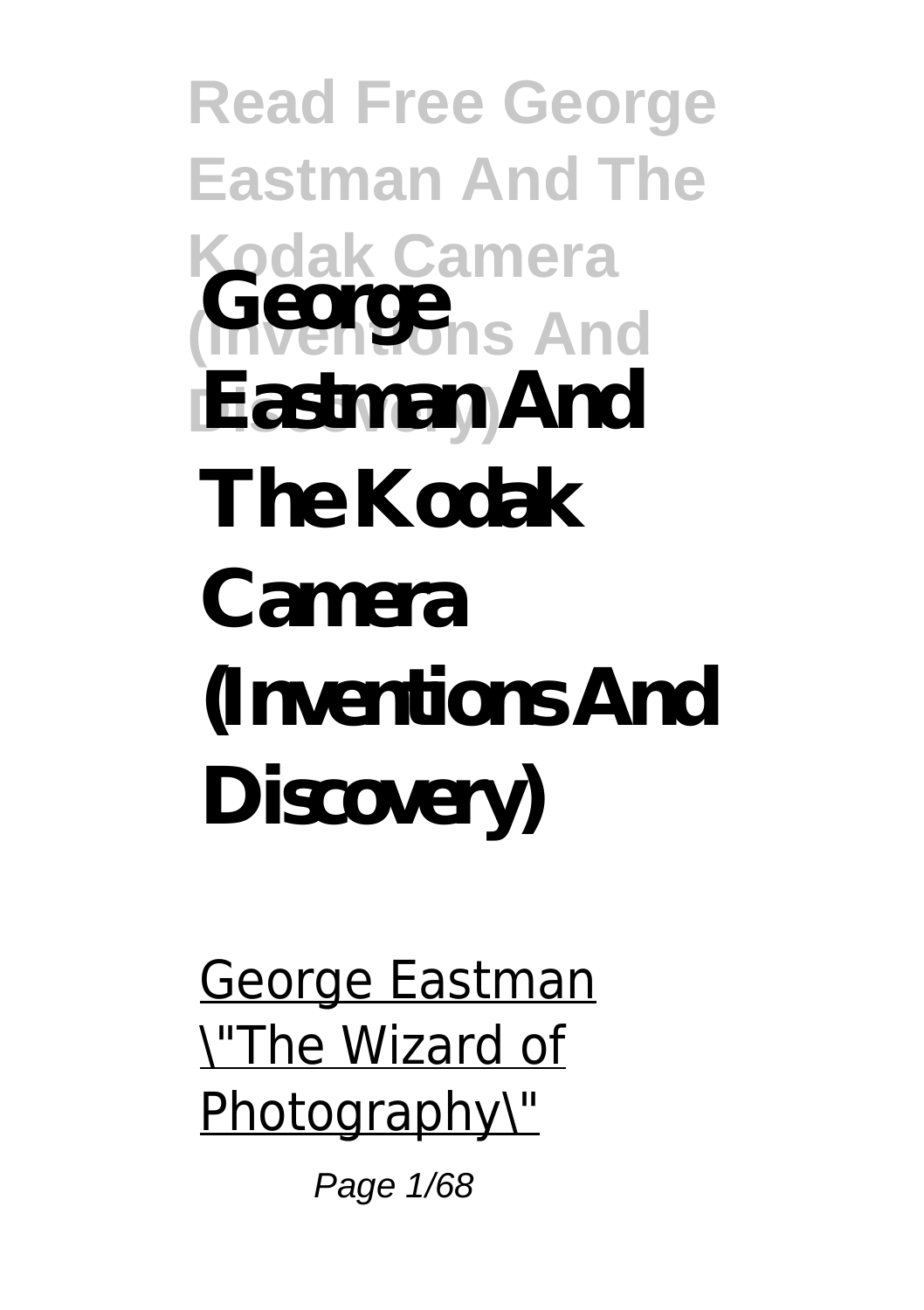# George Eastman And The Kodak Camera (Inventions And Discovery)

George Eastman \"The Wizard of Photography\"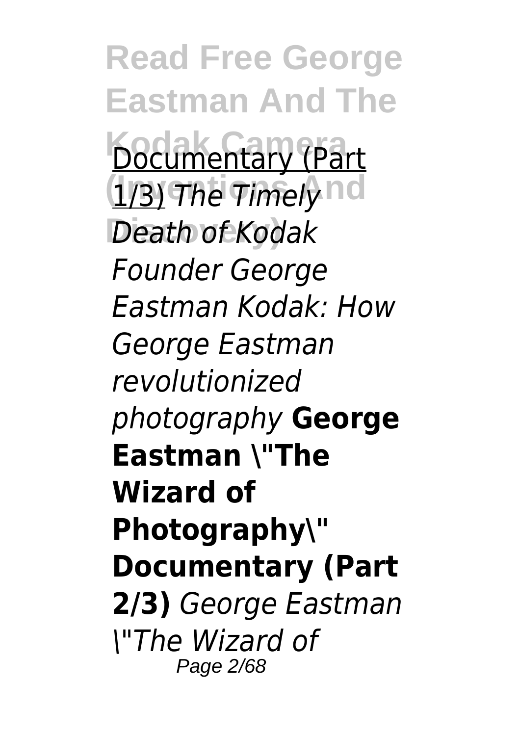Documentary (Part 1/3) *The Timely Death of Kodak Founder George Eastman Kodak: How George Eastman revolutionized photography* **George Eastman \"The Wizard of Photography\" Documentary (Part 2/3)** *George Eastman \"The Wizard of*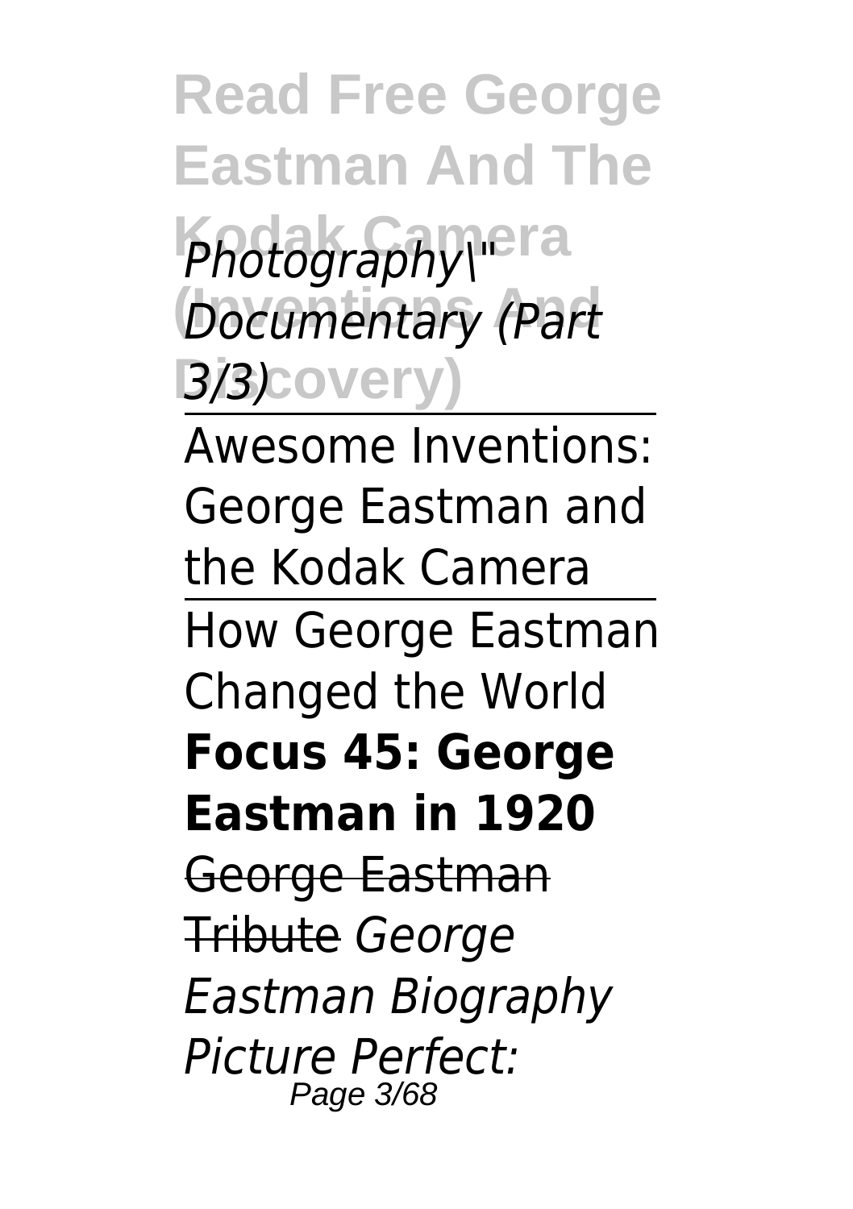*Photography\" Documentary (Part 3/3)*

Awesome Inventions: George Eastman and the Kodak Camera

How George Eastman Changed the World

**Focus 45: George Eastman in 1920**

~~George Eastman Tribute~~ *George Eastman Biography Picture Perfect:*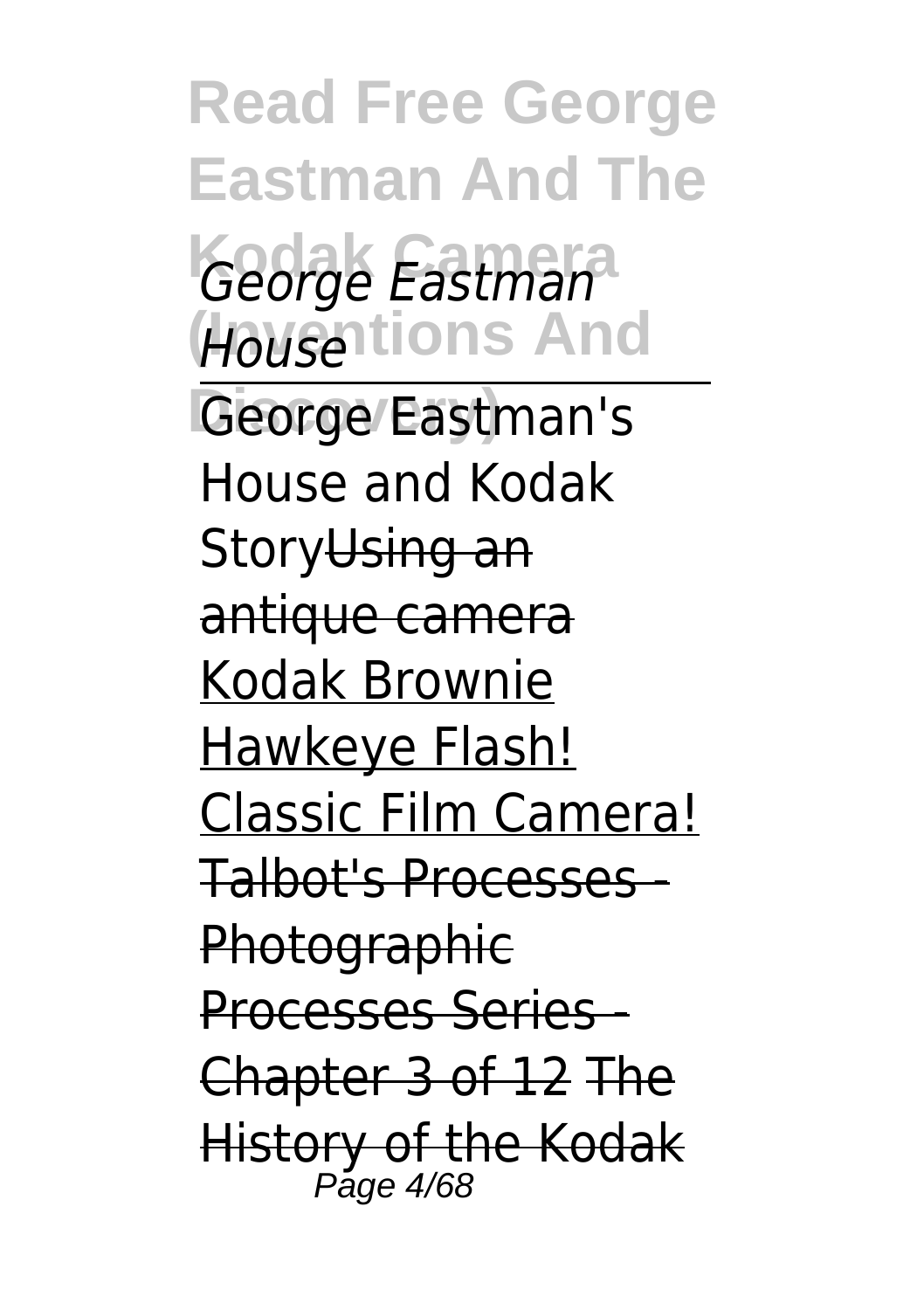*George Eastman House*

George Eastman's House and Kodak Story~~Using an antique camera~~ Kodak Brownie Hawkeye Flash! Classic Film Camera! ~~Talbot's Processes - Photographic Processes Series - Chapter 3 of 12~~ ~~The History of the Kodak~~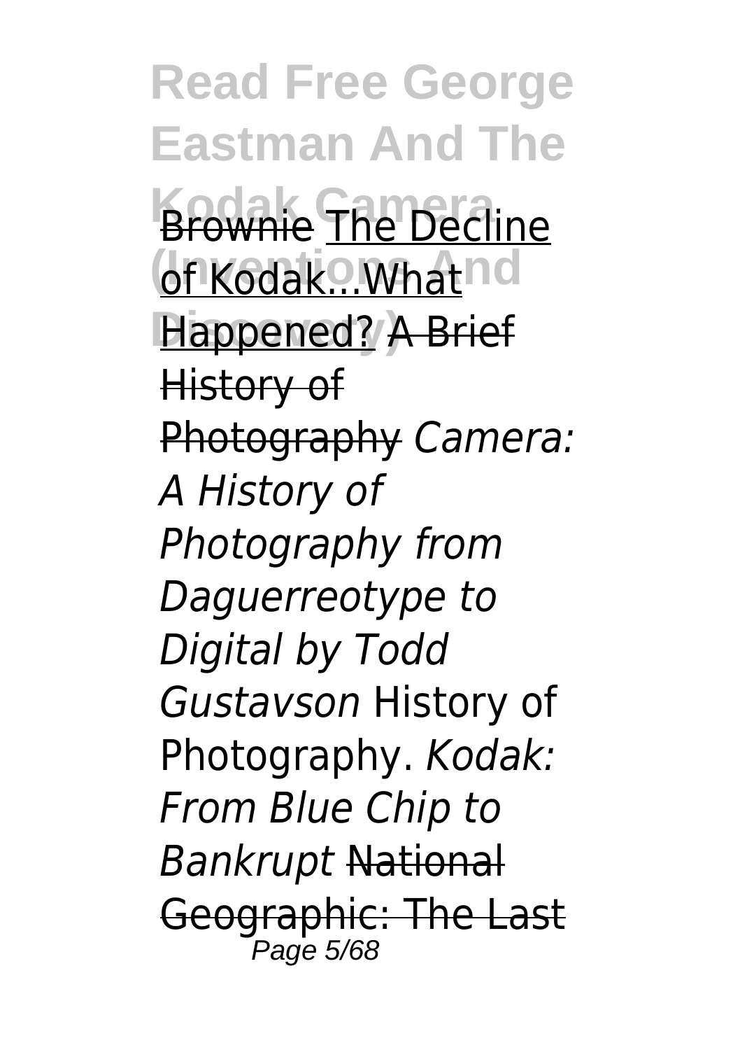Brownie The Decline of Kodak...What Happened? A Brief History of Photography *Camera: A History of Photography from Daguerreotype to Digital by Todd Gustavson* History of Photography. *Kodak: From Blue Chip to Bankrupt* National Geographic: The Last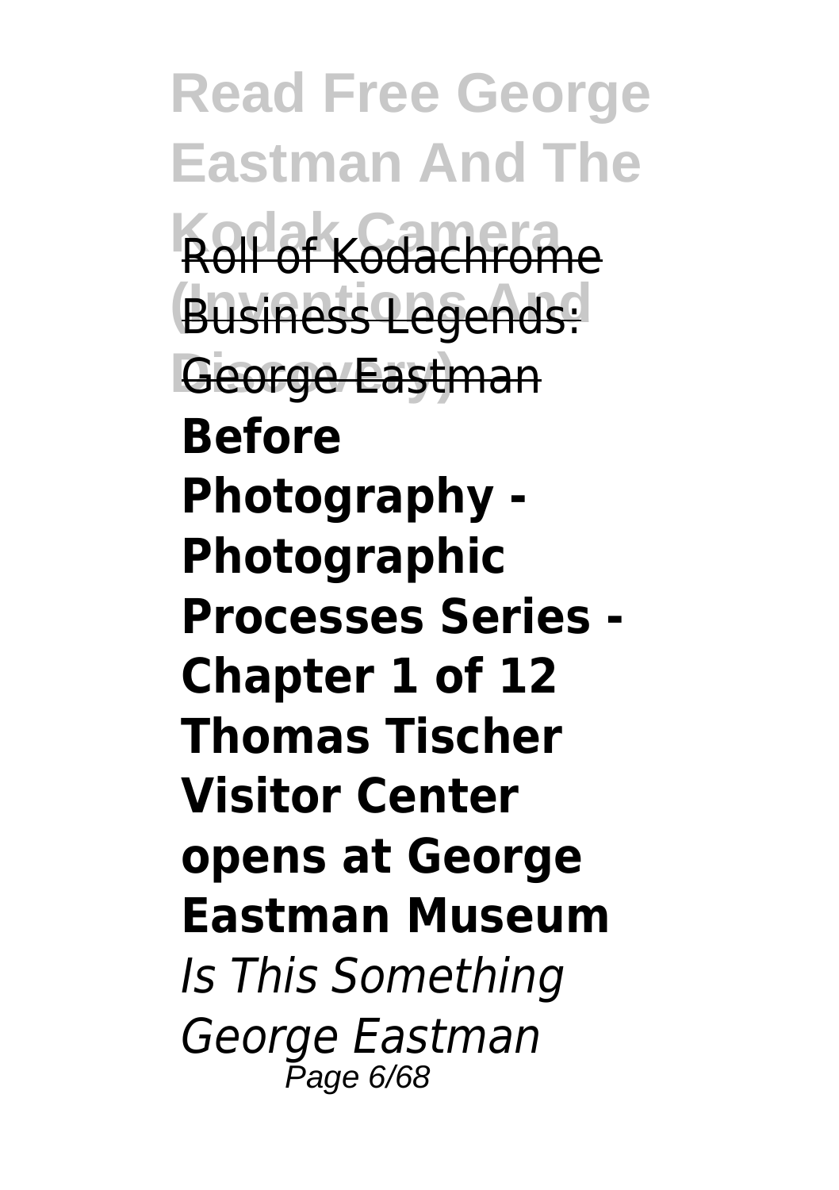Roll of Kodachrome Business Legends: George Eastman **Before Photography - Photographic Processes Series - Chapter 1 of 12 Thomas Tischer Visitor Center opens at George Eastman Museum** *Is This Something George Eastman*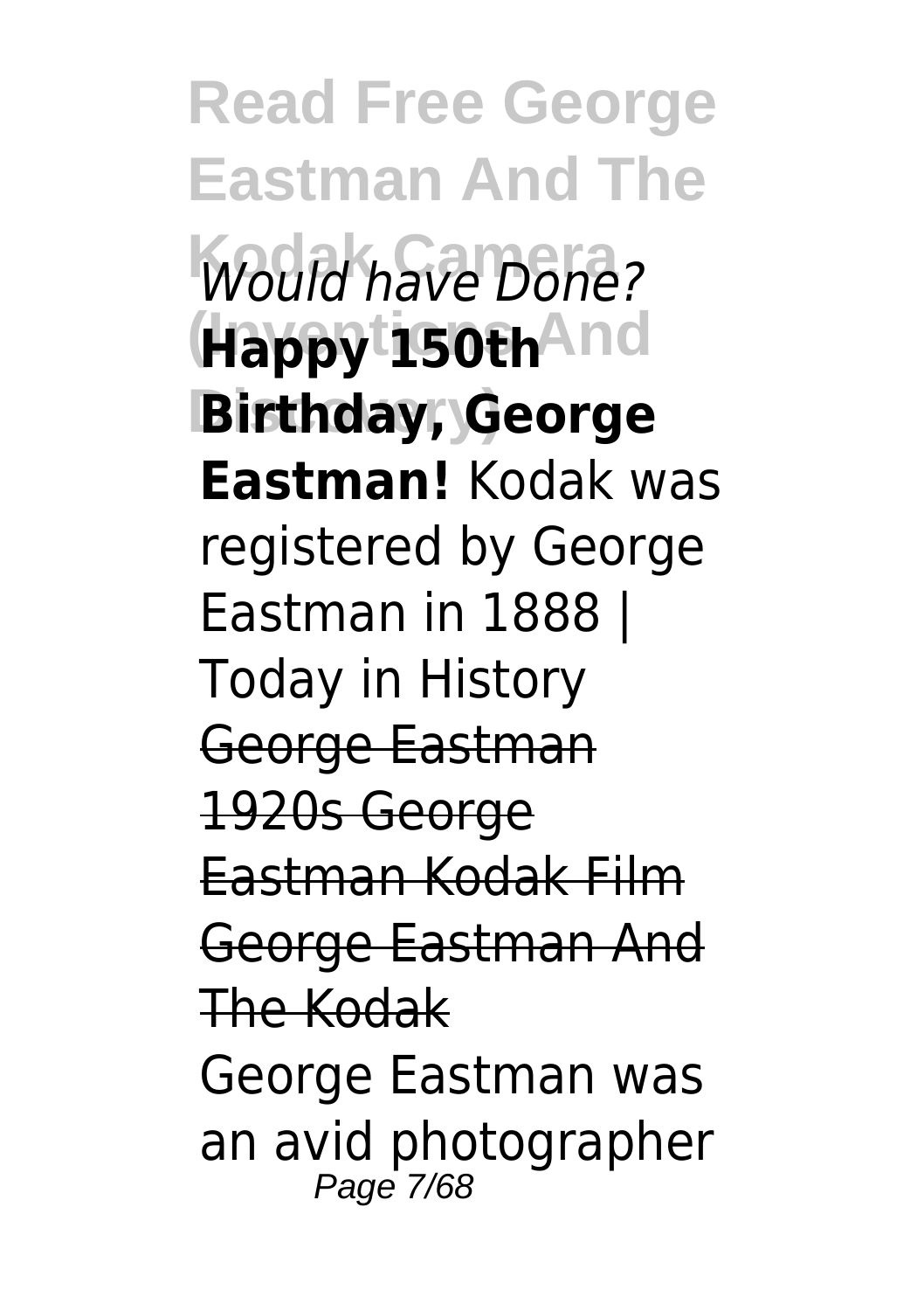*Would have Done?* **Happy 150th Birthday, George Eastman!** Kodak was registered by George Eastman in 1888 | Today in History George Eastman 1920s George Eastman Kodak Film George Eastman And The Kodak

George Eastman was an avid photographer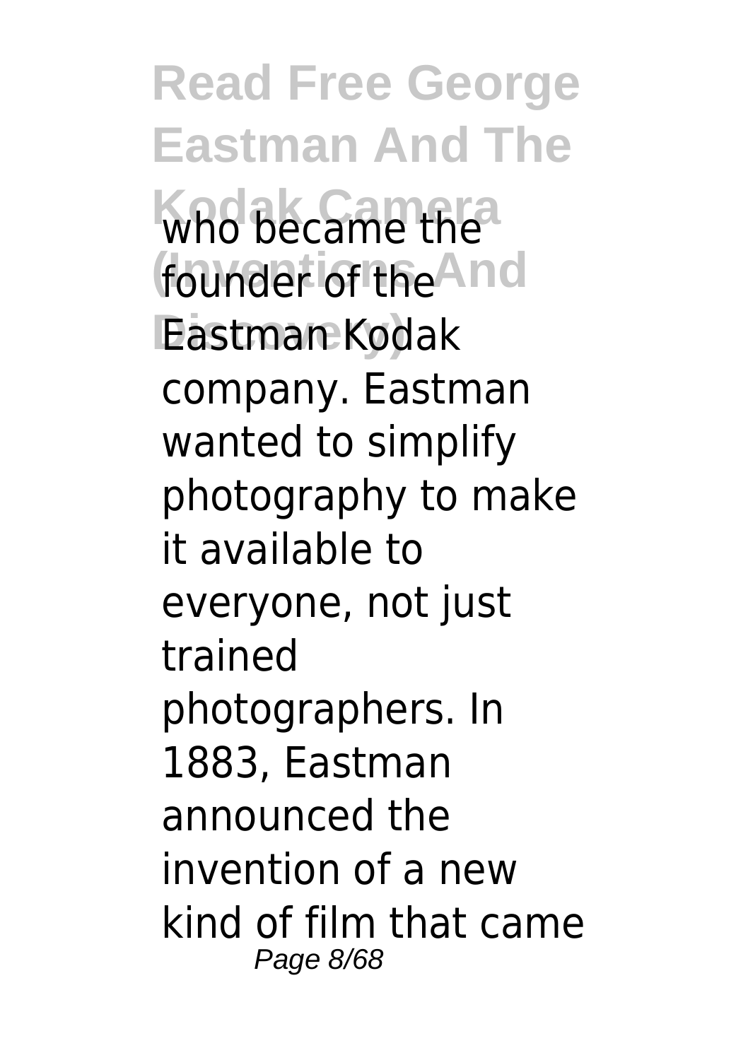who became the founder of the Eastman Kodak company. Eastman wanted to simplify photography to make it available to everyone, not just trained photographers. In 1883, Eastman announced the invention of a new kind of film that came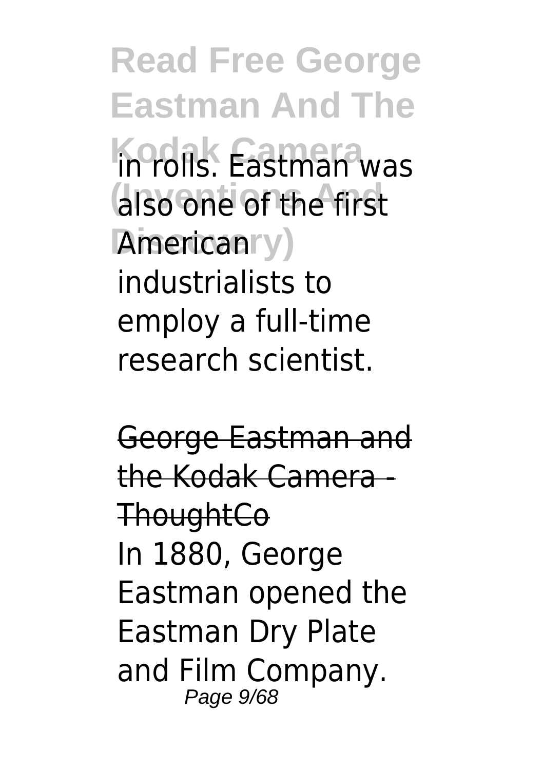in rolls. Eastman was also one of the first American industrialists to employ a full-time research scientist.

George Eastman and the Kodak Camera - ThoughtCo

In 1880, George Eastman opened the Eastman Dry Plate and Film Company.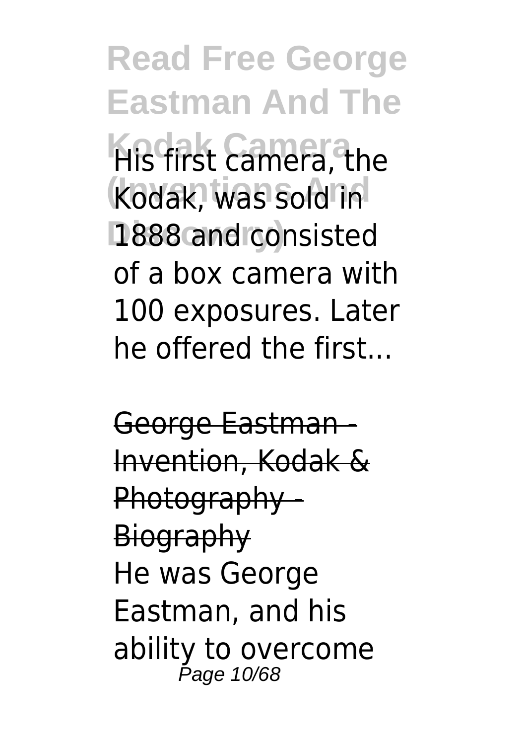His first camera, the Kodak, was sold in 1888 and consisted of a box camera with 100 exposures. Later he offered the first...

George Eastman - Invention, Kodak & Photography - Biography

He was George Eastman, and his ability to overcome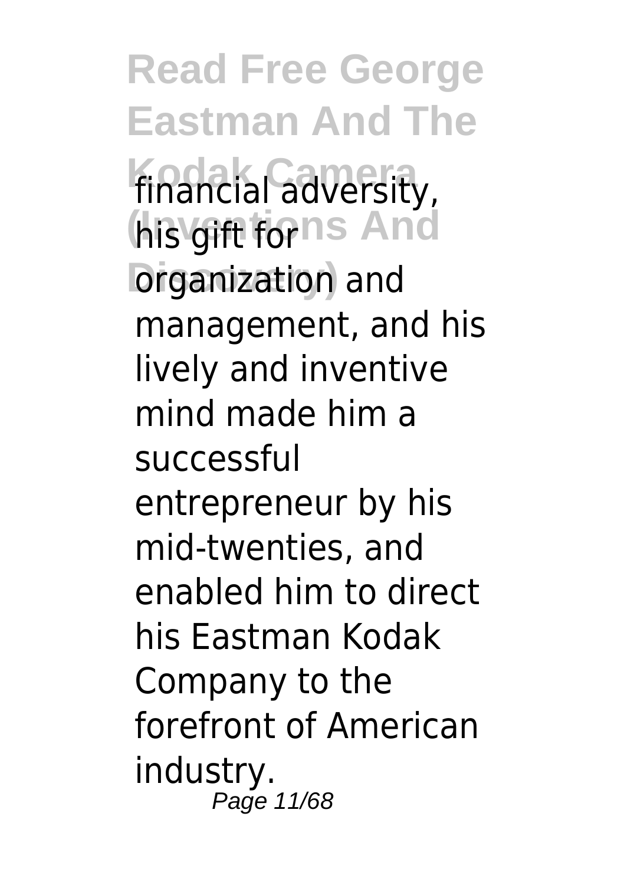financial adversity, his gift for organization and management, and his lively and inventive mind made him a successful entrepreneur by his mid-twenties, and enabled him to direct his Eastman Kodak Company to the forefront of American industry.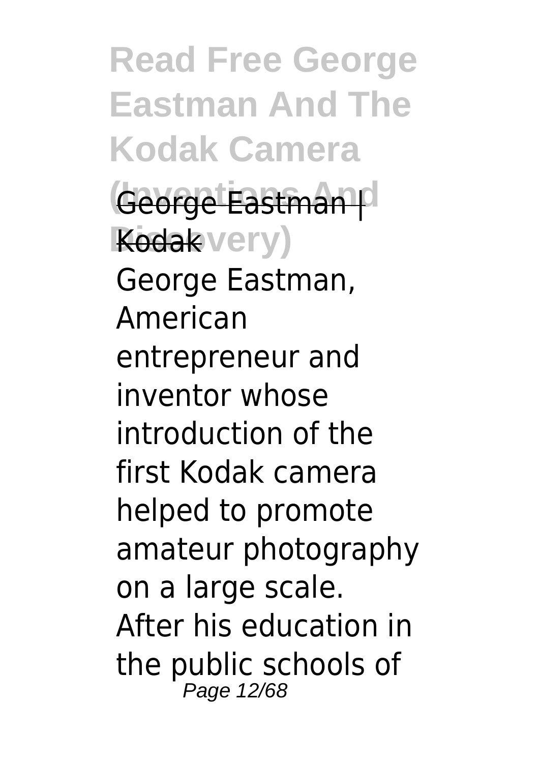George Eastman | Kodak

George Eastman, American entrepreneur and inventor whose introduction of the first Kodak camera helped to promote amateur photography on a large scale. After his education in the public schools of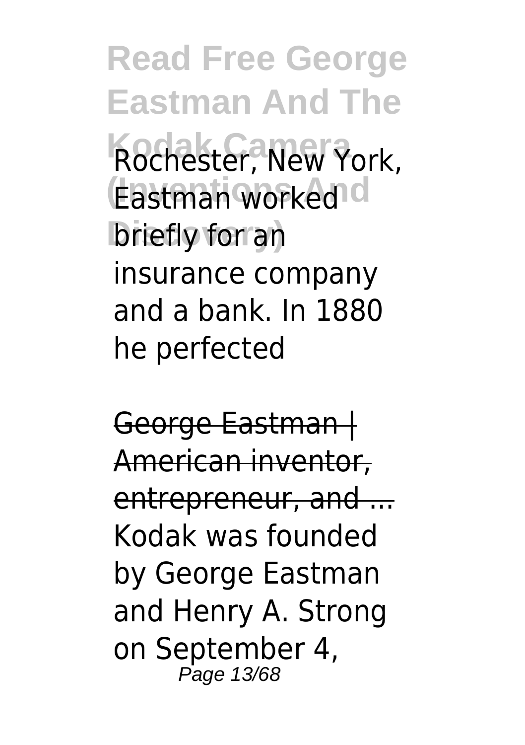Rochester, New York, Eastman worked briefly for an insurance company and a bank. In 1880 he perfected

George Eastman | American inventor, entrepreneur, and ...

Kodak was founded by George Eastman and Henry A. Strong on September 4,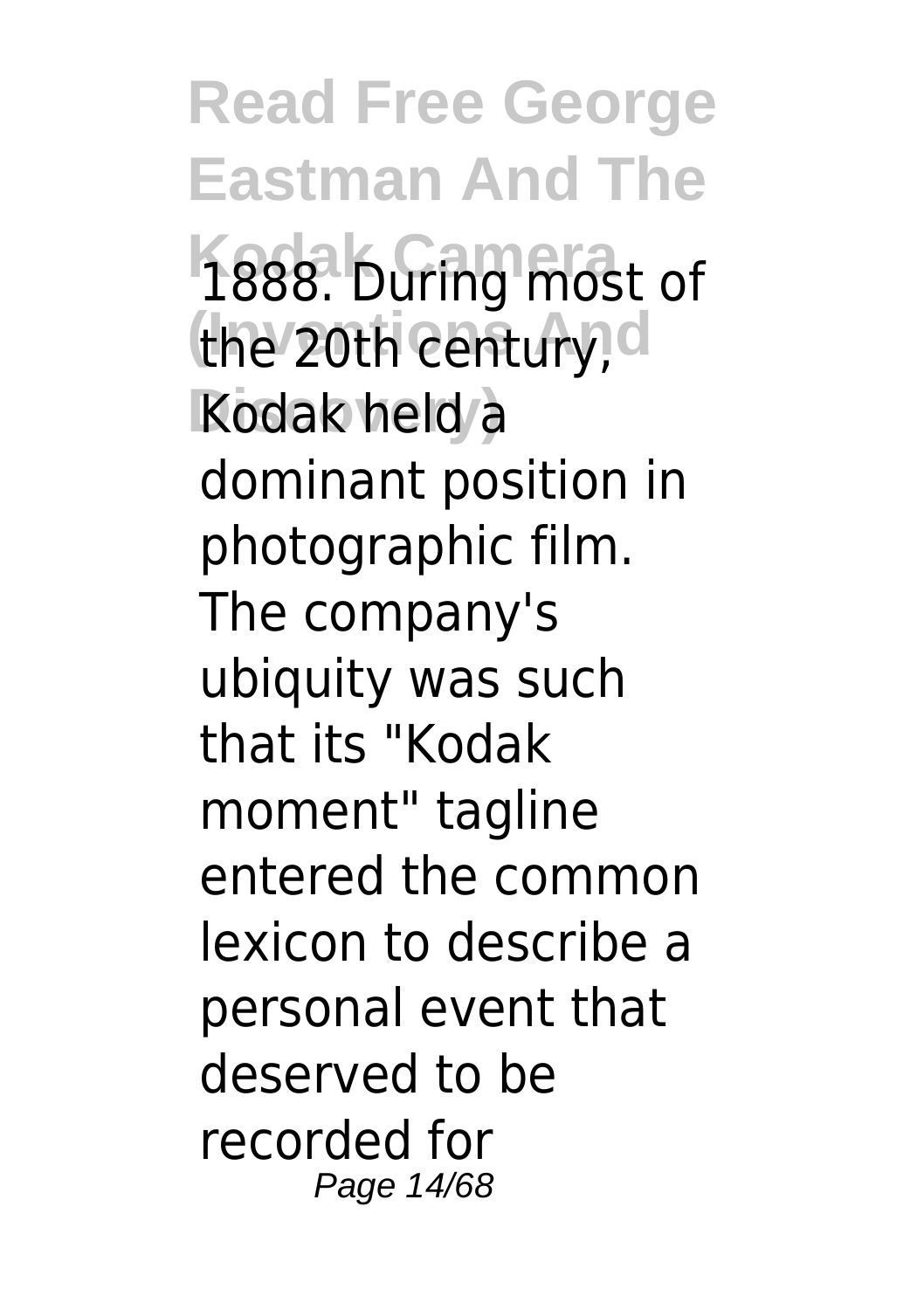1888. During most of the 20th century, Kodak held a dominant position in photographic film. The company's ubiquity was such that its "Kodak moment" tagline entered the common lexicon to describe a personal event that deserved to be recorded for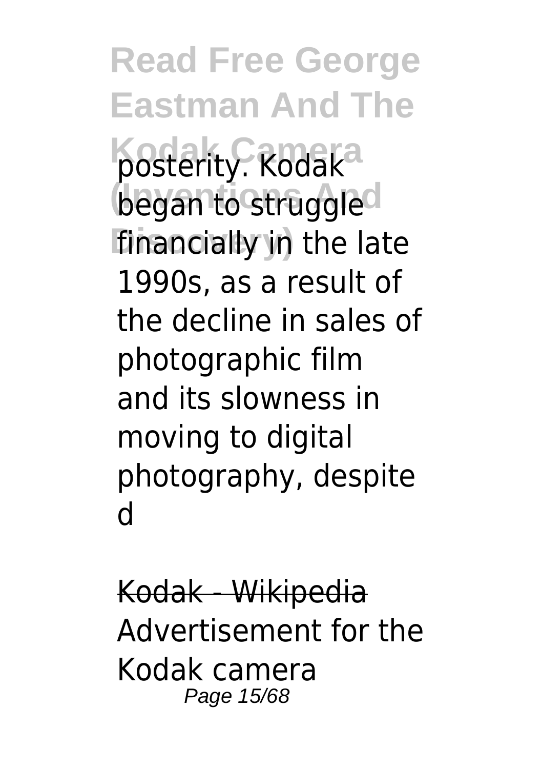posterity. Kodak began to struggle financially in the late 1990s, as a result of the decline in sales of photographic film and its slowness in moving to digital photography, despite d

Kodak - Wikipedia

Advertisement for the Kodak camera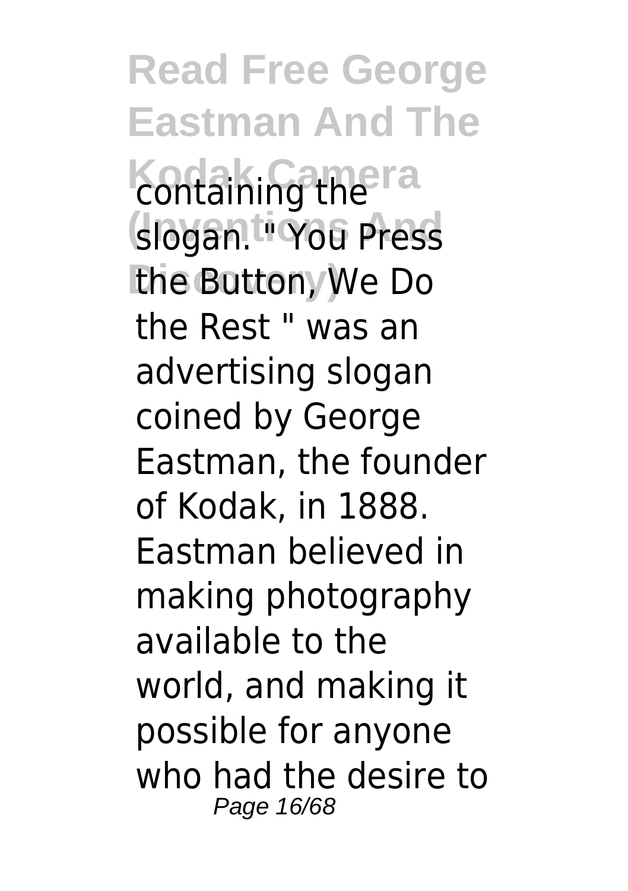containing the slogan. " You Press the Button, We Do the Rest " was an advertising slogan coined by George Eastman, the founder of Kodak, in 1888. Eastman believed in making photography available to the world, and making it possible for anyone who had the desire to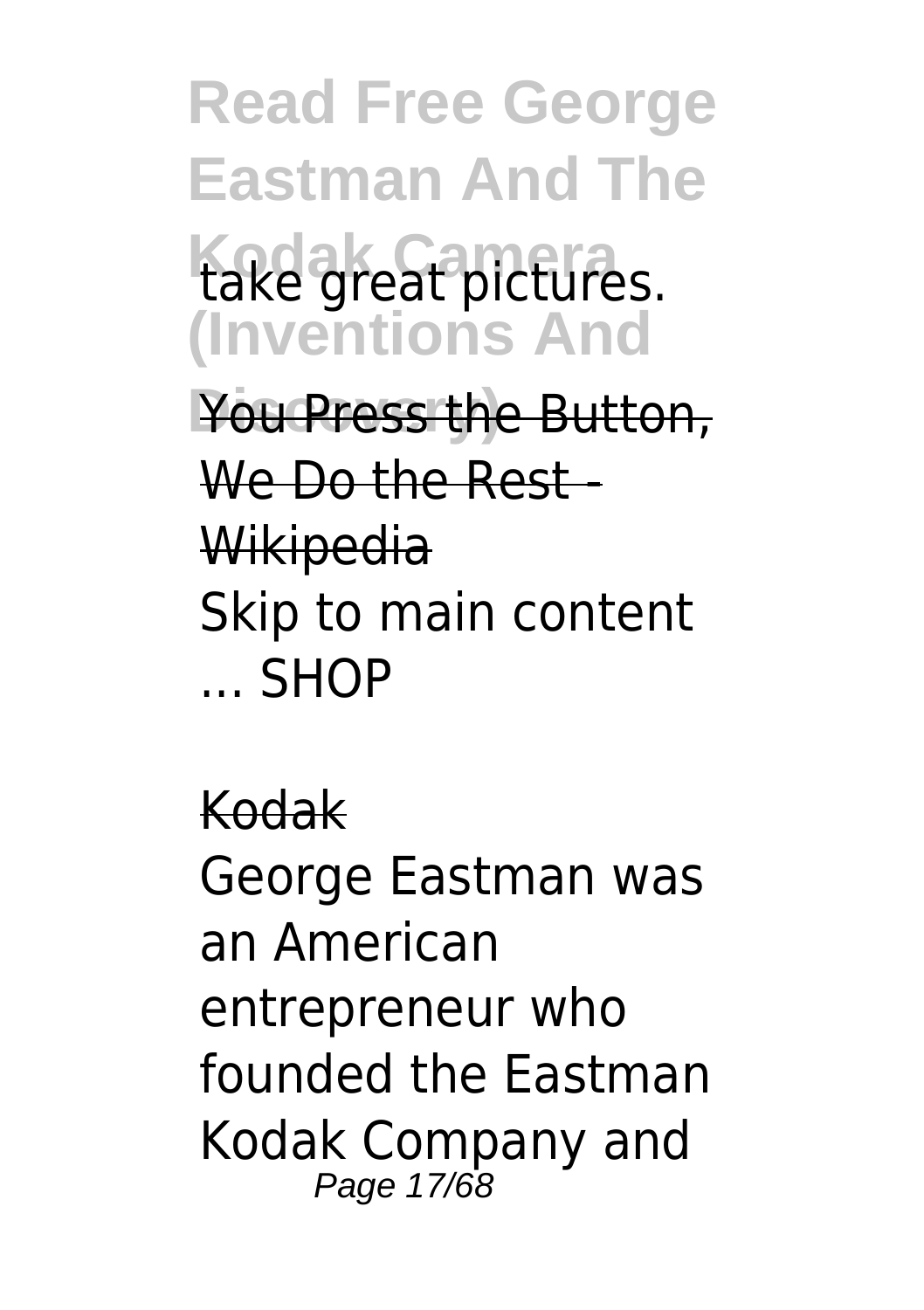take great pictures.

You Press the Button, We Do the Rest - Wikipedia

Skip to main content ... SHOP

Kodak

George Eastman was an American entrepreneur who founded the Eastman Kodak Company and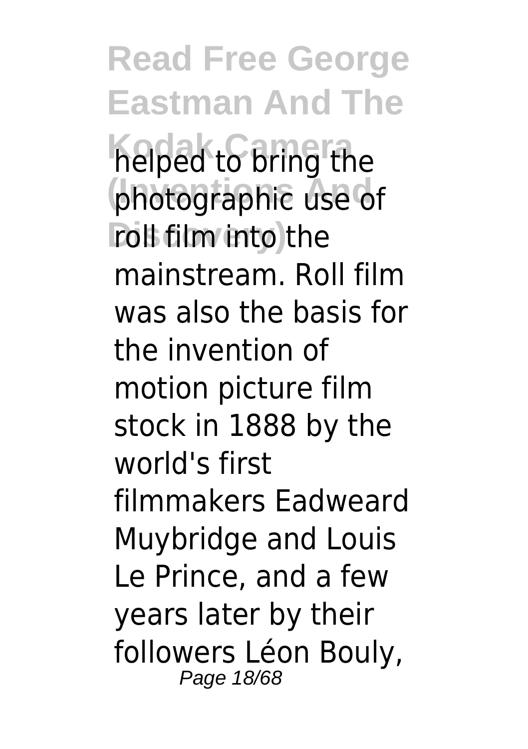helped to bring the photographic use of roll film into the mainstream. Roll film was also the basis for the invention of motion picture film stock in 1888 by the world's first filmmakers Eadweard Muybridge and Louis Le Prince, and a few years later by their followers Léon Bouly,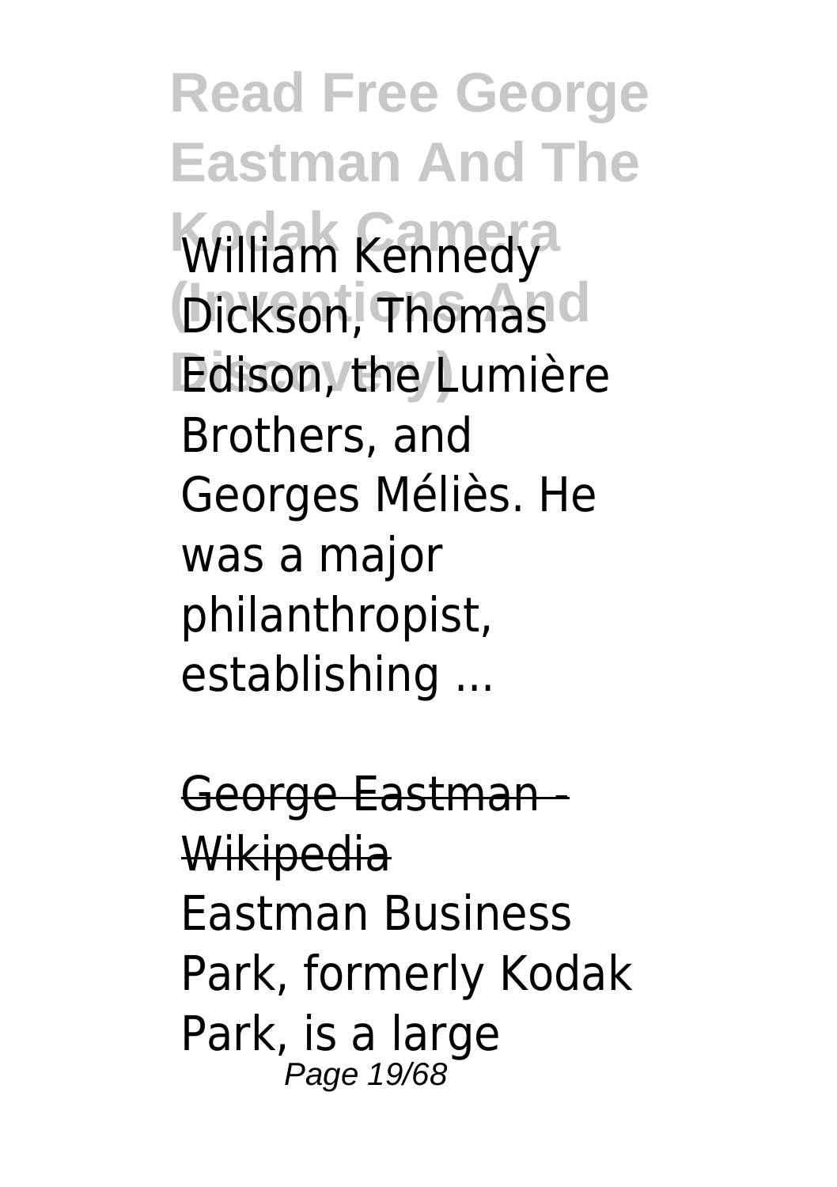William Kennedy Dickson, Thomas Edison, the Lumière Brothers, and Georges Méliès. He was a major philanthropist, establishing ...

George Eastman - Wikipedia

Eastman Business Park, formerly Kodak Park, is a large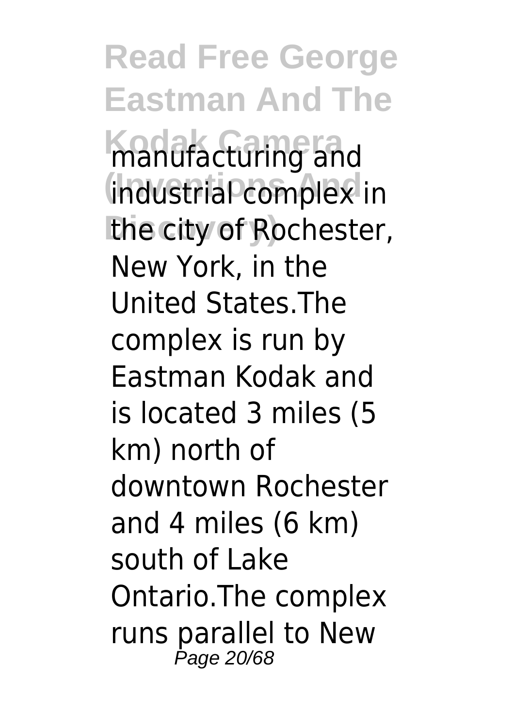manufacturing and industrial complex in the city of Rochester, New York, in the United States.The complex is run by Eastman Kodak and is located 3 miles (5 km) north of downtown Rochester and 4 miles (6 km) south of Lake Ontario.The complex runs parallel to New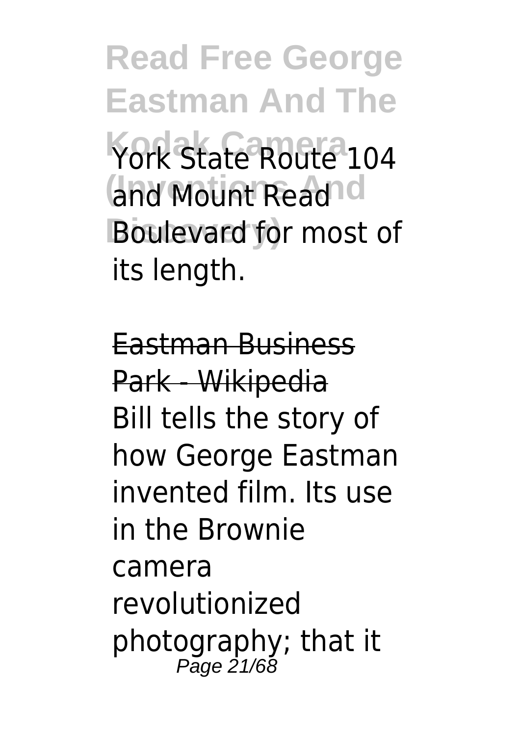York State Route 104 and Mount Read Boulevard for most of its length.

Eastman Business Park - Wikipedia

Bill tells the story of how George Eastman invented film. Its use in the Brownie camera revolutionized photography; that it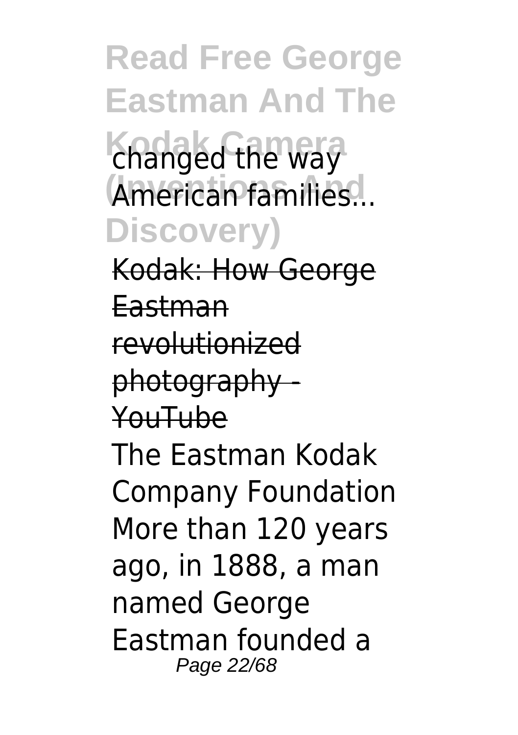changed the way American families...

Kodak: How George Eastman revolutionized photography - YouTube

The Eastman Kodak Company Foundation More than 120 years ago, in 1888, a man named George Eastman founded a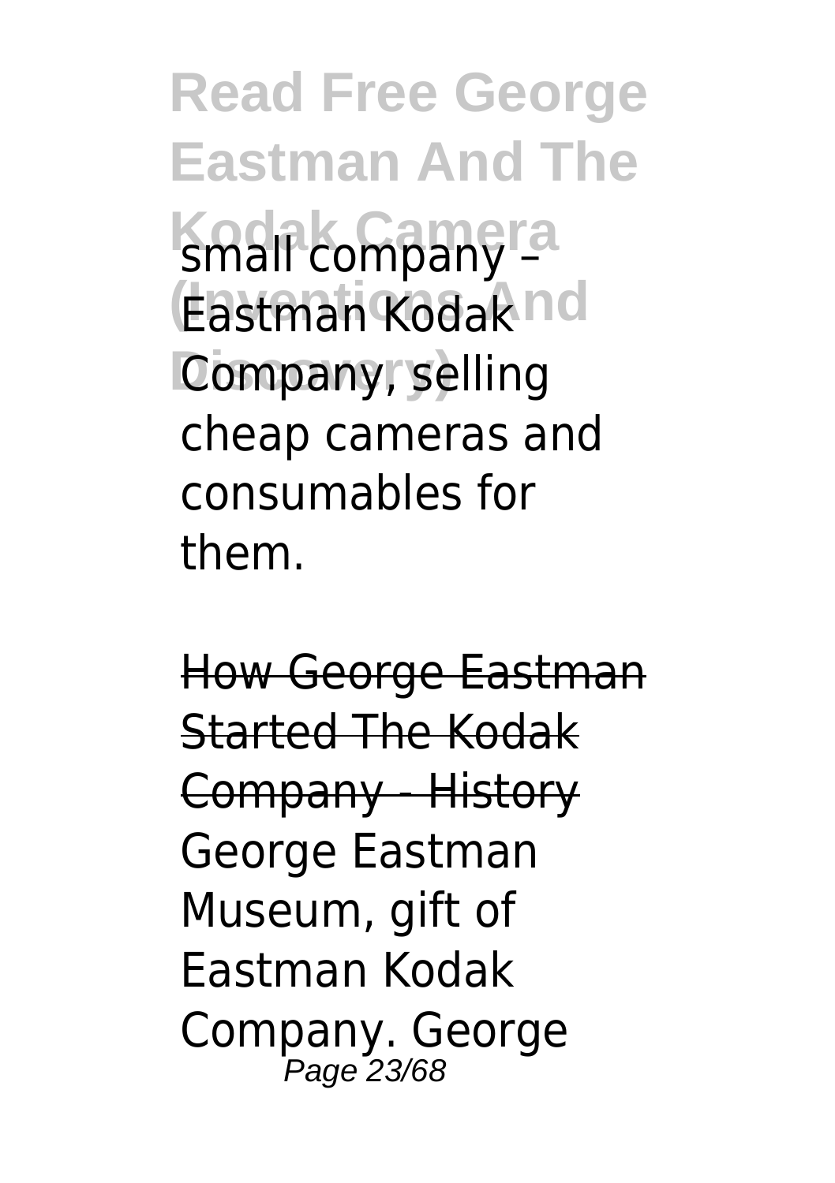small company – Eastman Kodak Company, selling cheap cameras and consumables for them.

How George Eastman Started The Kodak Company - History

George Eastman Museum, gift of Eastman Kodak Company. George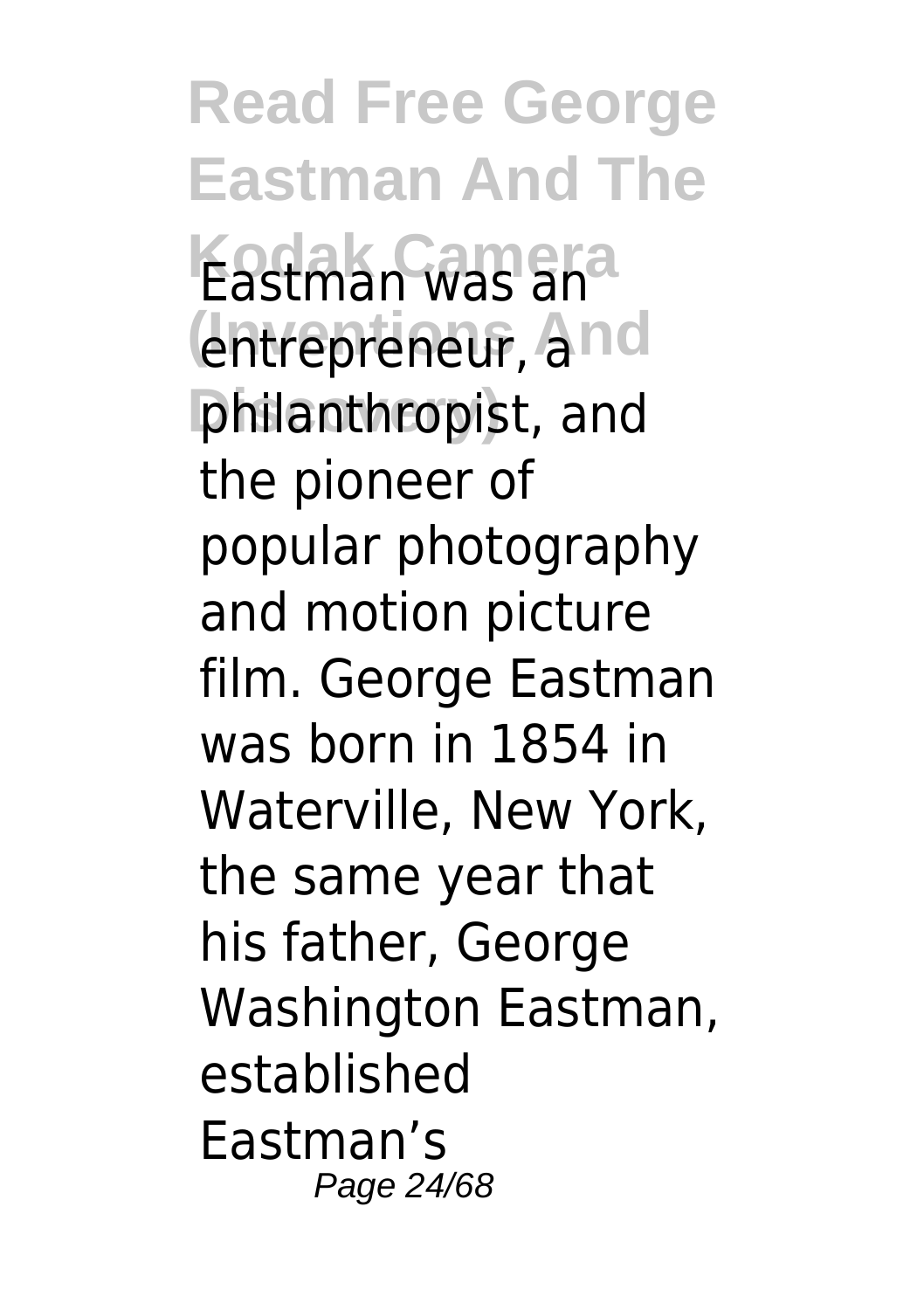Eastman was an entrepreneur, a philanthropist, and the pioneer of popular photography and motion picture film. George Eastman was born in 1854 in Waterville, New York, the same year that his father, George Washington Eastman, established Eastman's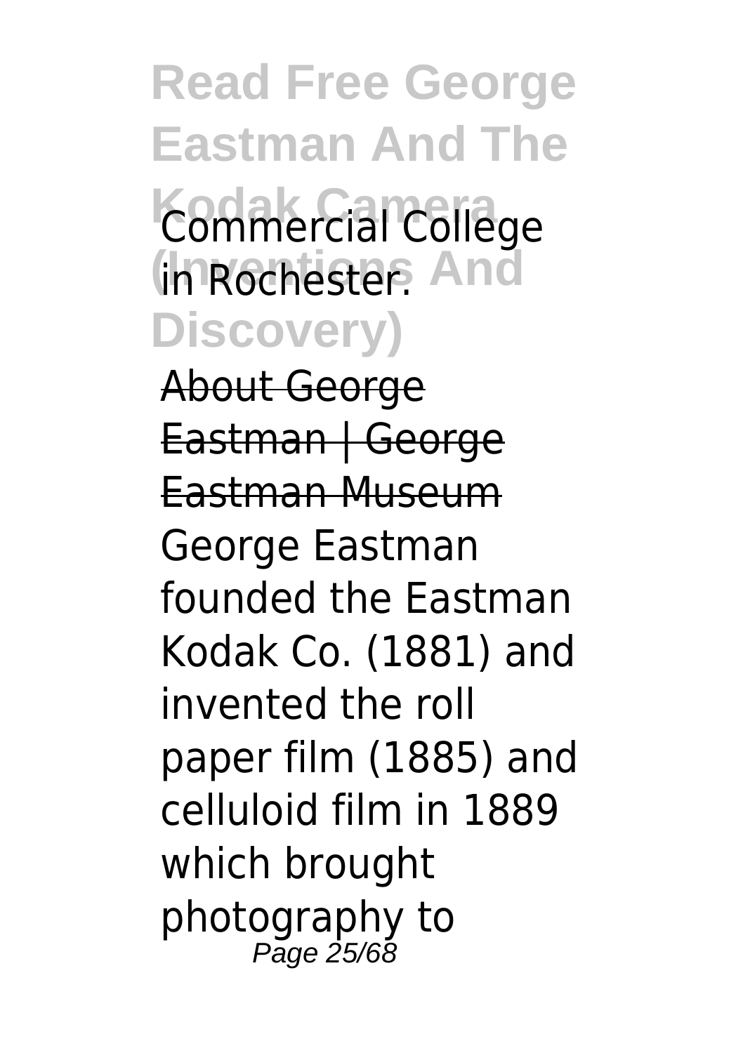Commercial College in Rochester.

About George Eastman | George Eastman Museum

George Eastman founded the Eastman Kodak Co. (1881) and invented the roll paper film (1885) and celluloid film in 1889 which brought photography to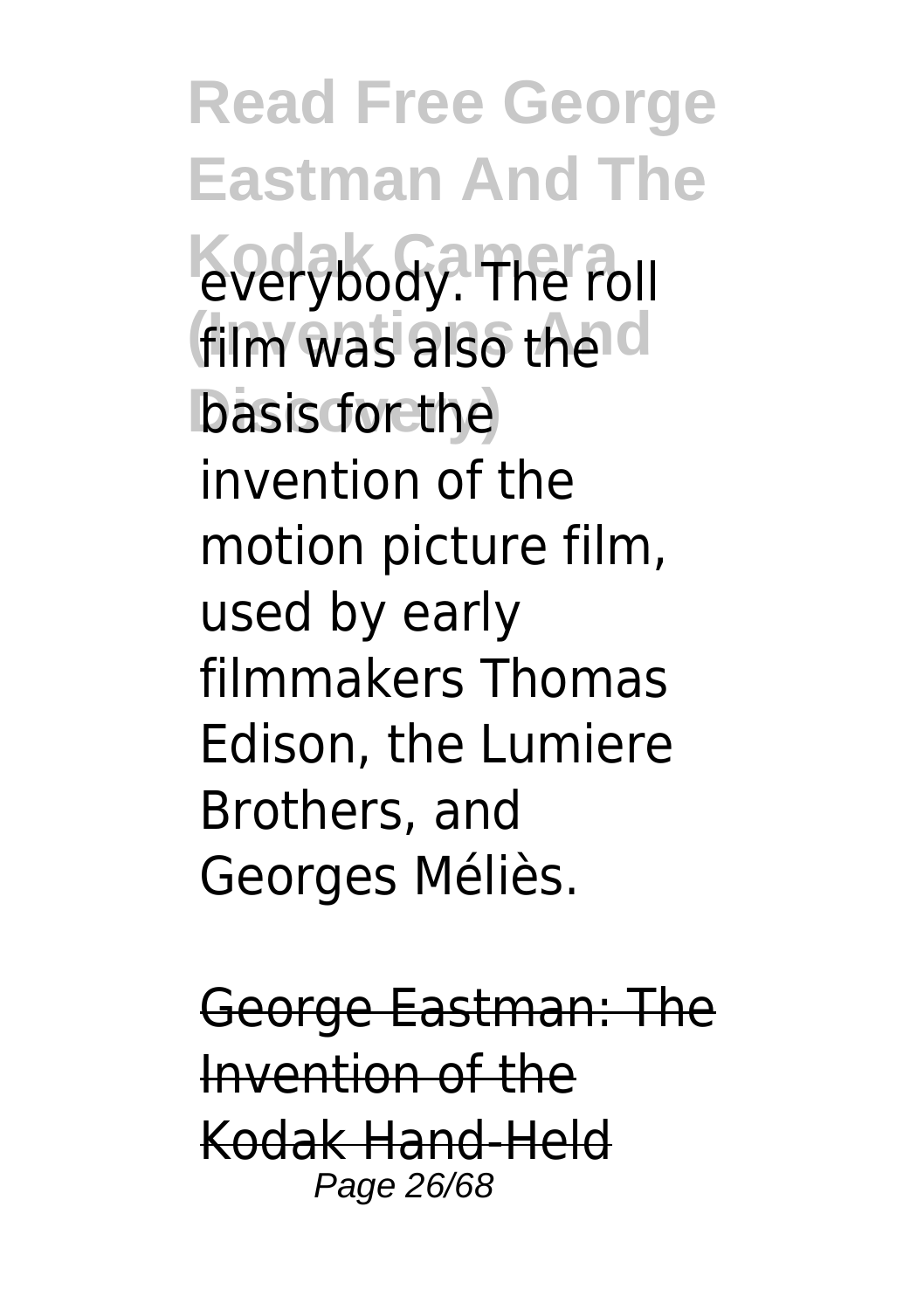everybody. The roll film was also the basis for the invention of the motion picture film, used by early filmmakers Thomas Edison, the Lumiere Brothers, and Georges Méliès.

George Eastman: The Invention of the Kodak Hand-Held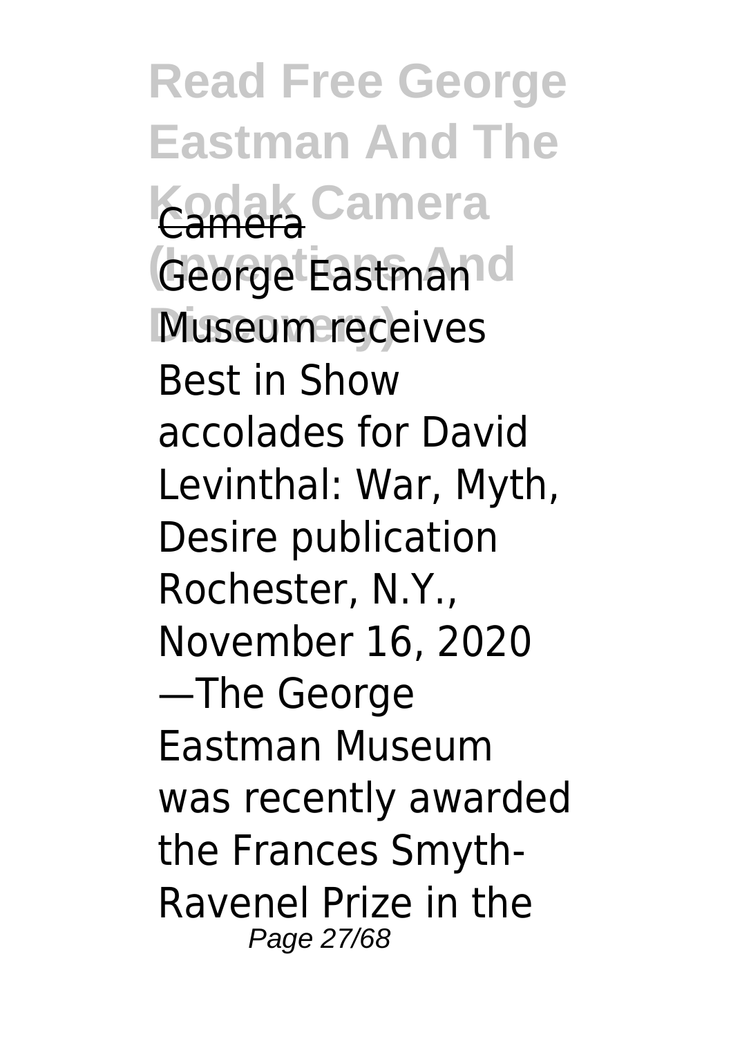Camera

George Eastman Museum receives Best in Show accolades for David Levinthal: War, Myth, Desire publication Rochester, N.Y., November 16, 2020 —The George Eastman Museum was recently awarded the Frances Smyth-Ravenel Prize in the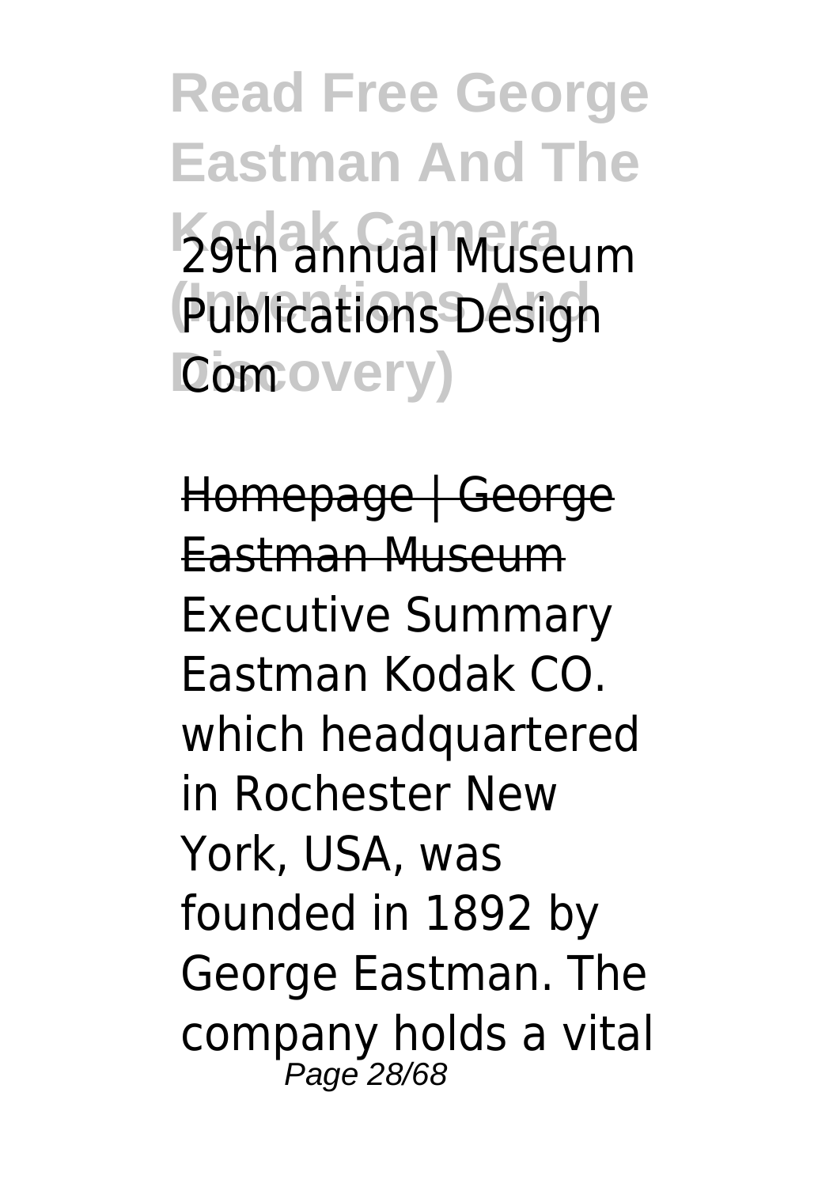29th annual Museum Publications Design Com

Homepage | George Eastman Museum

Executive Summary Eastman Kodak CO. which headquartered in Rochester New York, USA, was founded in 1892 by George Eastman. The company holds a vital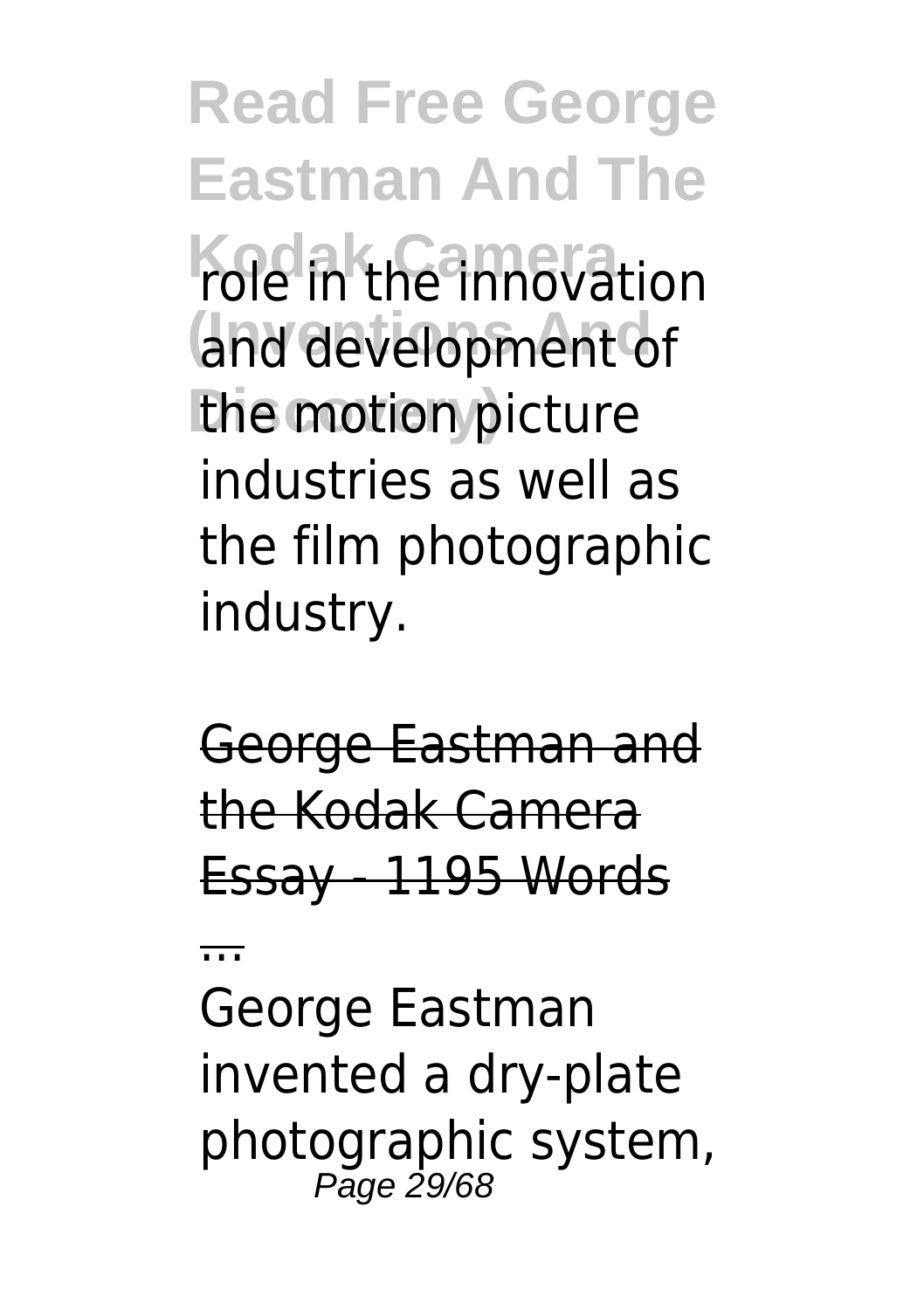role in the innovation and development of the motion picture industries as well as the film photographic industry.

George Eastman and the Kodak Camera Essay - 1195 Words

...

George Eastman invented a dry-plate photographic system,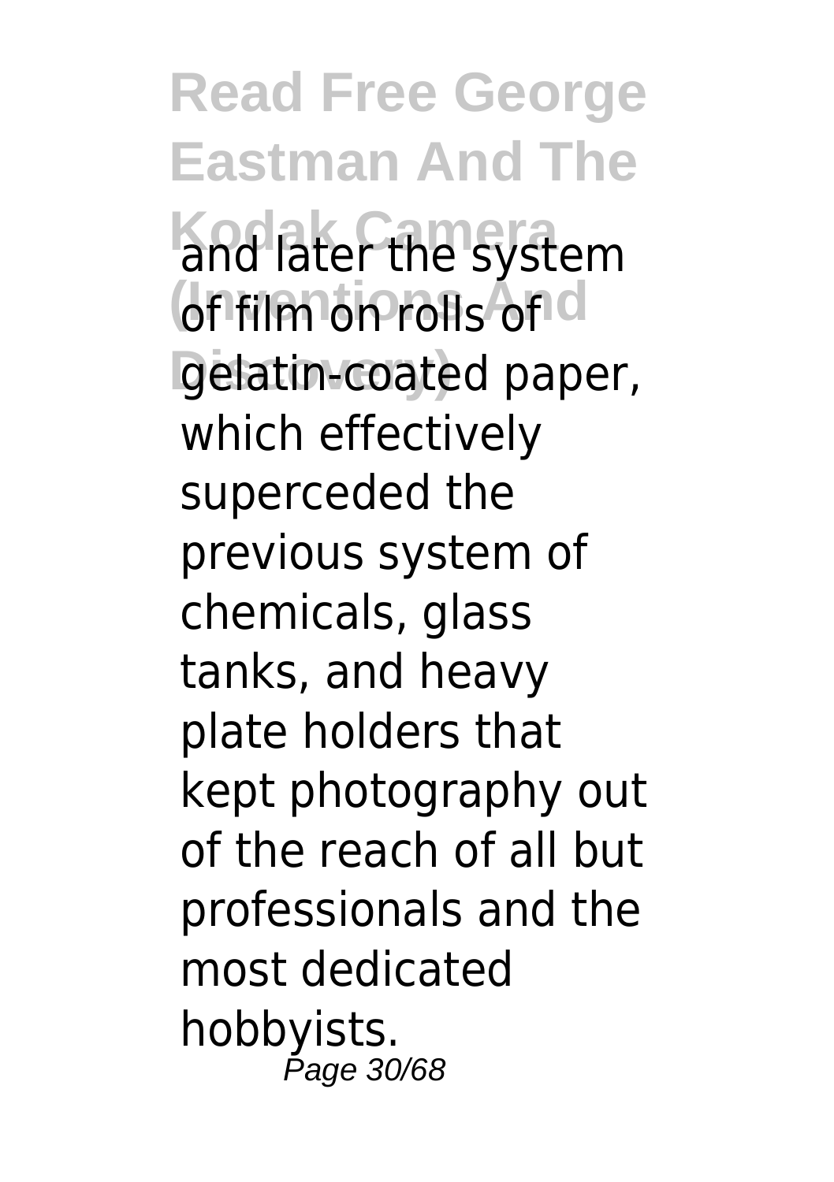and later the system of film on rolls of gelatin-coated paper, which effectively superceded the previous system of chemicals, glass tanks, and heavy plate holders that kept photography out of the reach of all but professionals and the most dedicated hobbyists.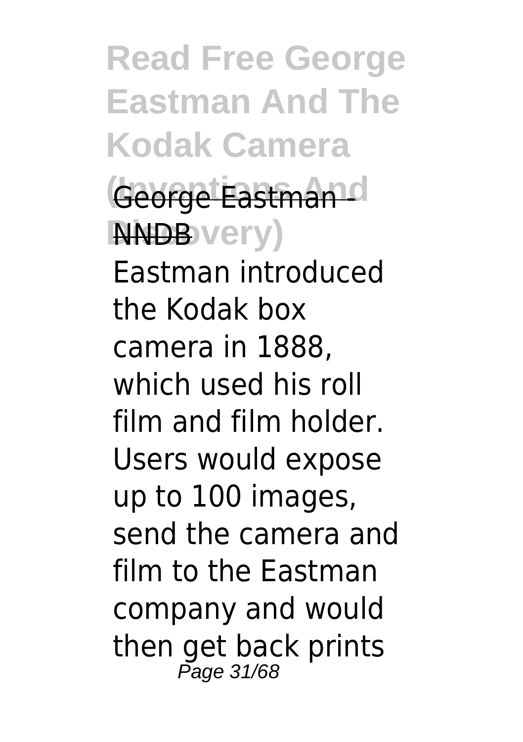George Eastman - NNDB

Eastman introduced the Kodak box camera in 1888, which used his roll film and film holder. Users would expose up to 100 images, send the camera and film to the Eastman company and would then get back prints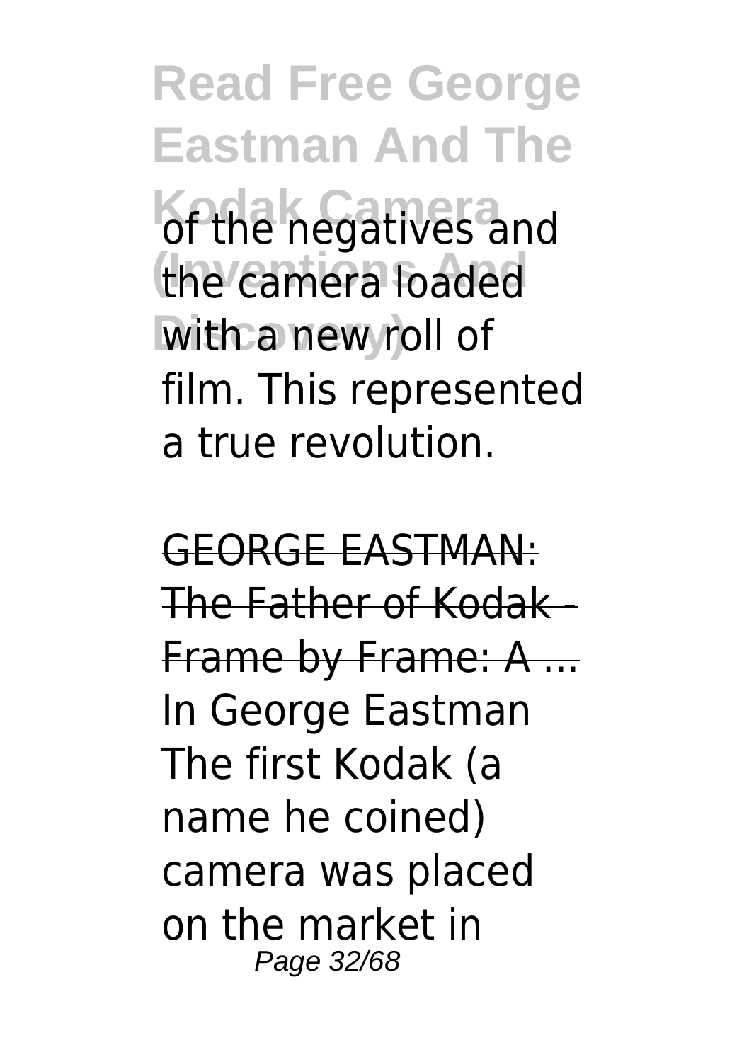of the negatives and the camera loaded with a new roll of film. This represented a true revolution.

GEORGE EASTMAN: The Father of Kodak - Frame by Frame: A ...
In George Eastman The first Kodak (a name he coined) camera was placed on the market in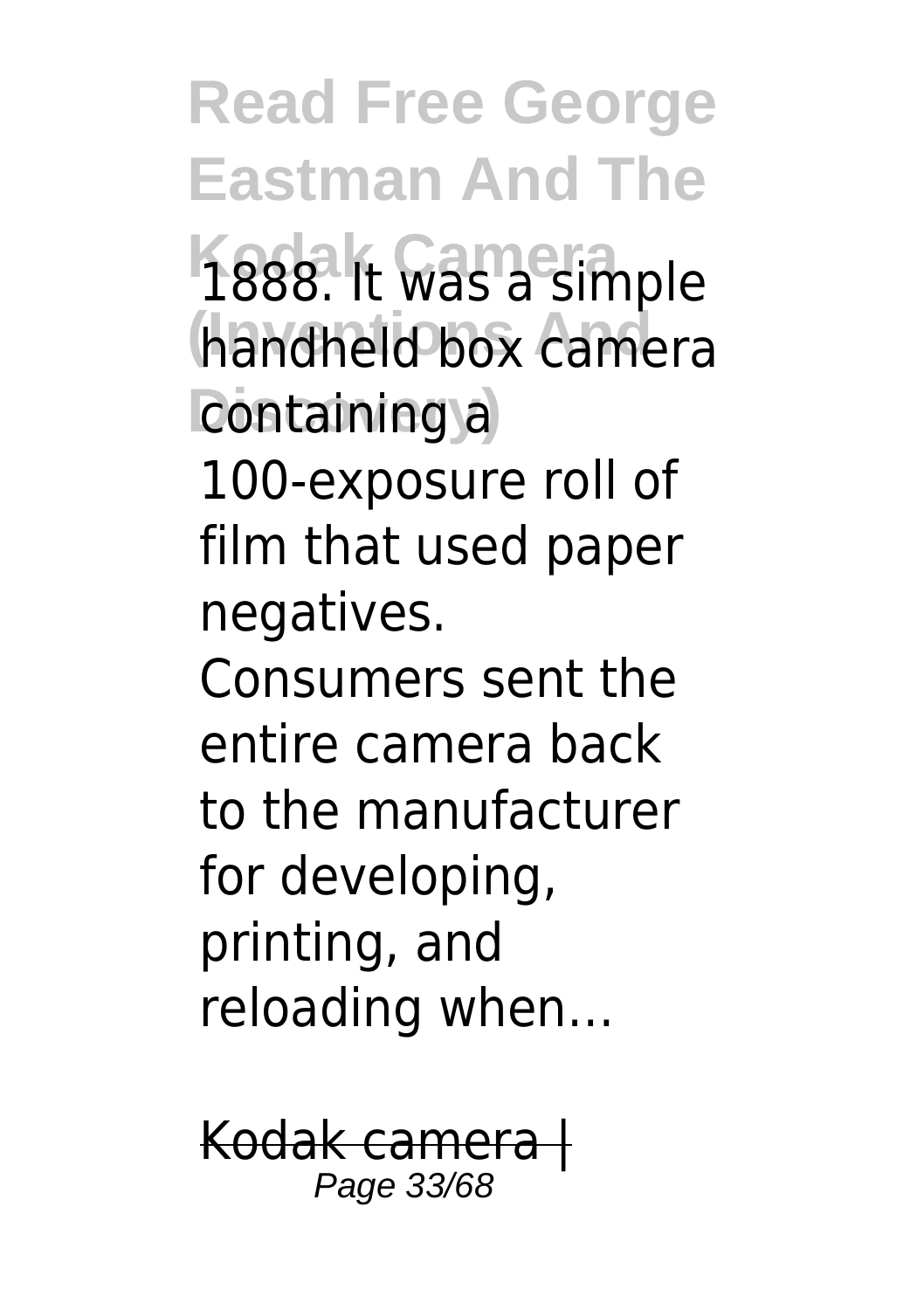1888. It was a simple handheld box camera containing a 100-exposure roll of film that used paper negatives. Consumers sent the entire camera back to the manufacturer for developing, printing, and reloading when…

Kodak camera |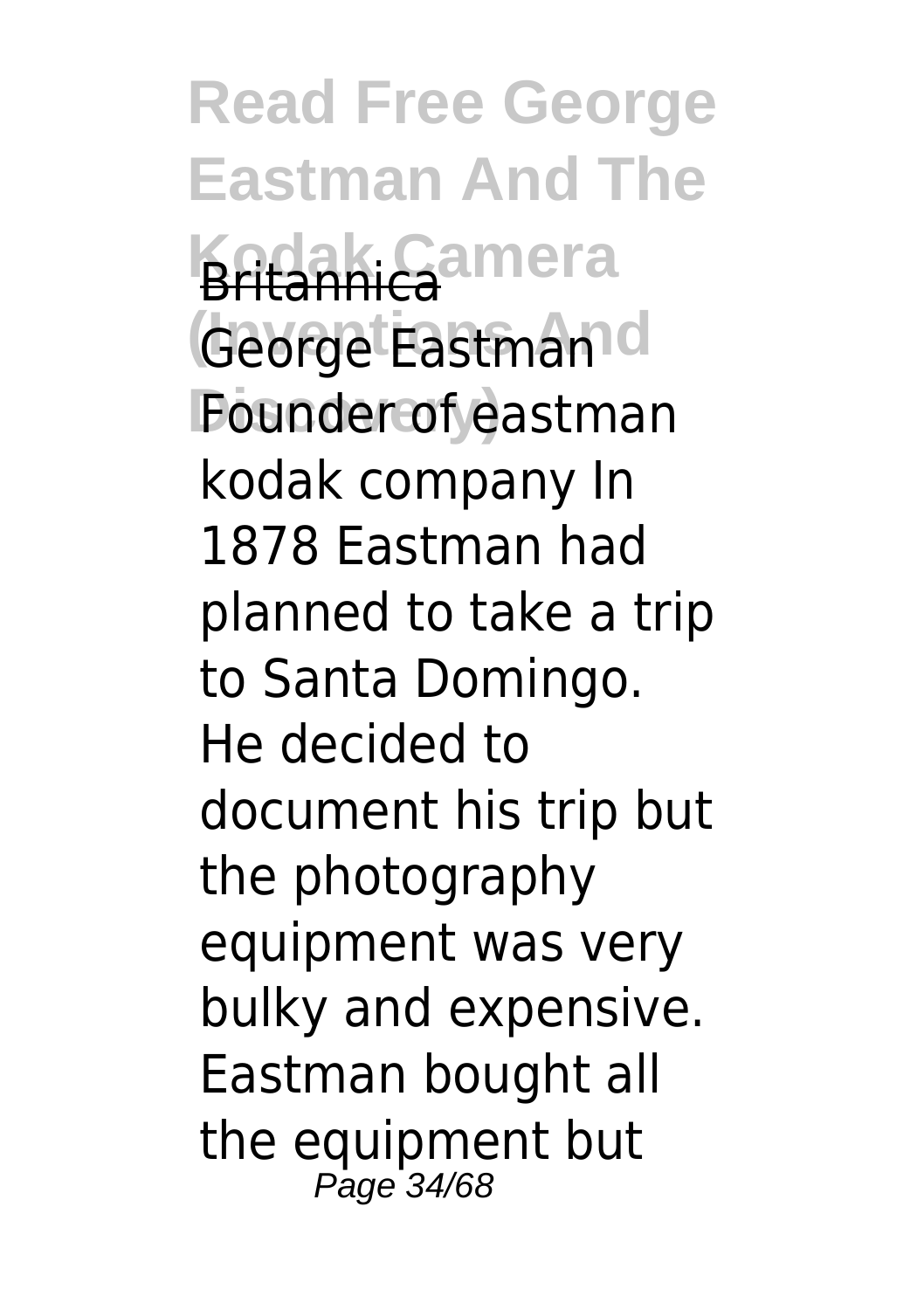Britannica

George Eastman Founder of eastman kodak company In 1878 Eastman had planned to take a trip to Santa Domingo. He decided to document his trip but the photography equipment was very bulky and expensive. Eastman bought all the equipment but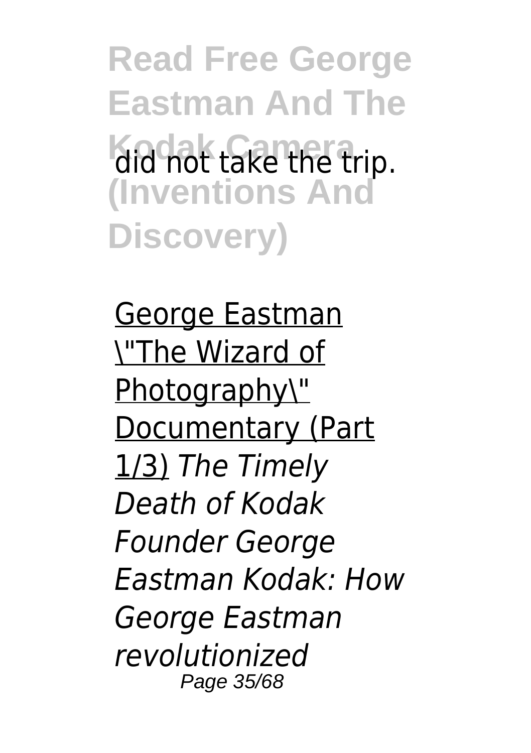did not take the trip.

George Eastman \"The Wizard of Photography\" Documentary (Part 1/3) *The Timely Death of Kodak Founder George Eastman Kodak: How George Eastman revolutionized*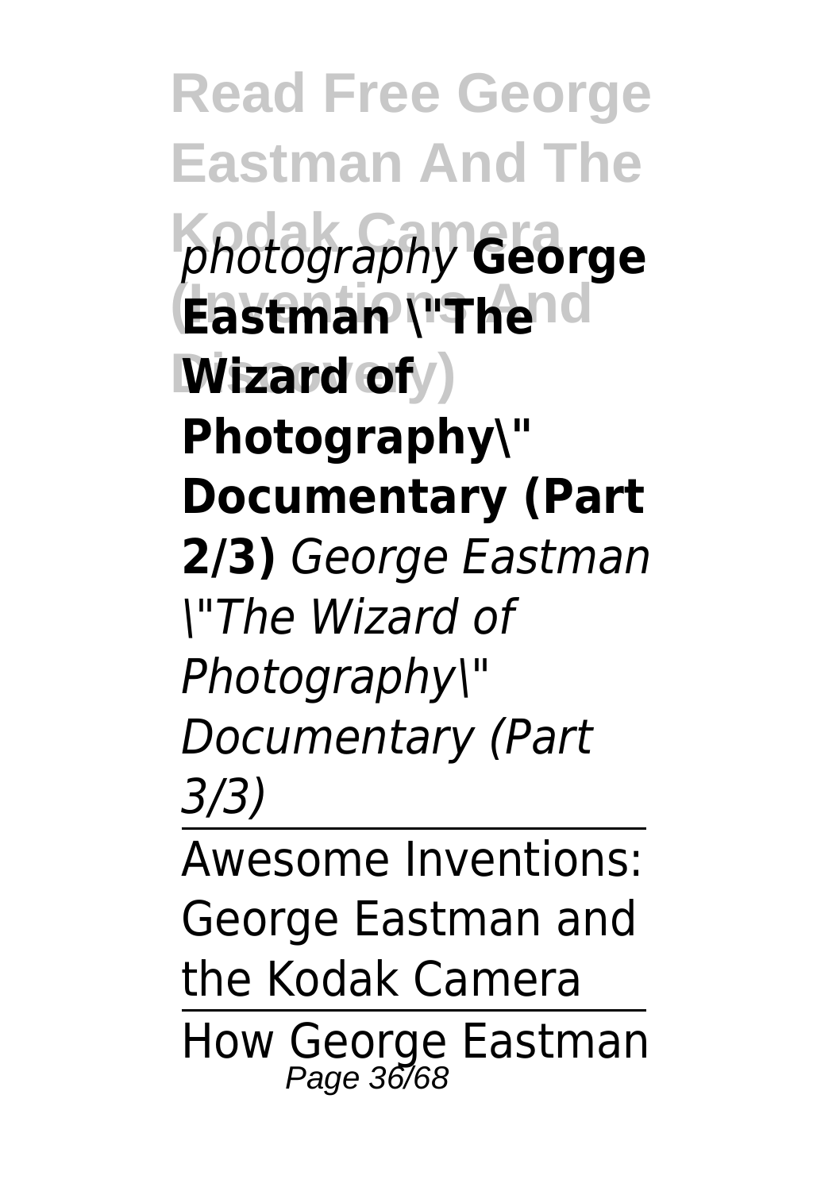*photography* **George Eastman \"The Wizard of Photography\" Documentary (Part 2/3)** *George Eastman \"The Wizard of Photography\" Documentary (Part 3/3)*

---

Awesome Inventions: George Eastman and the Kodak Camera

---

How George Eastman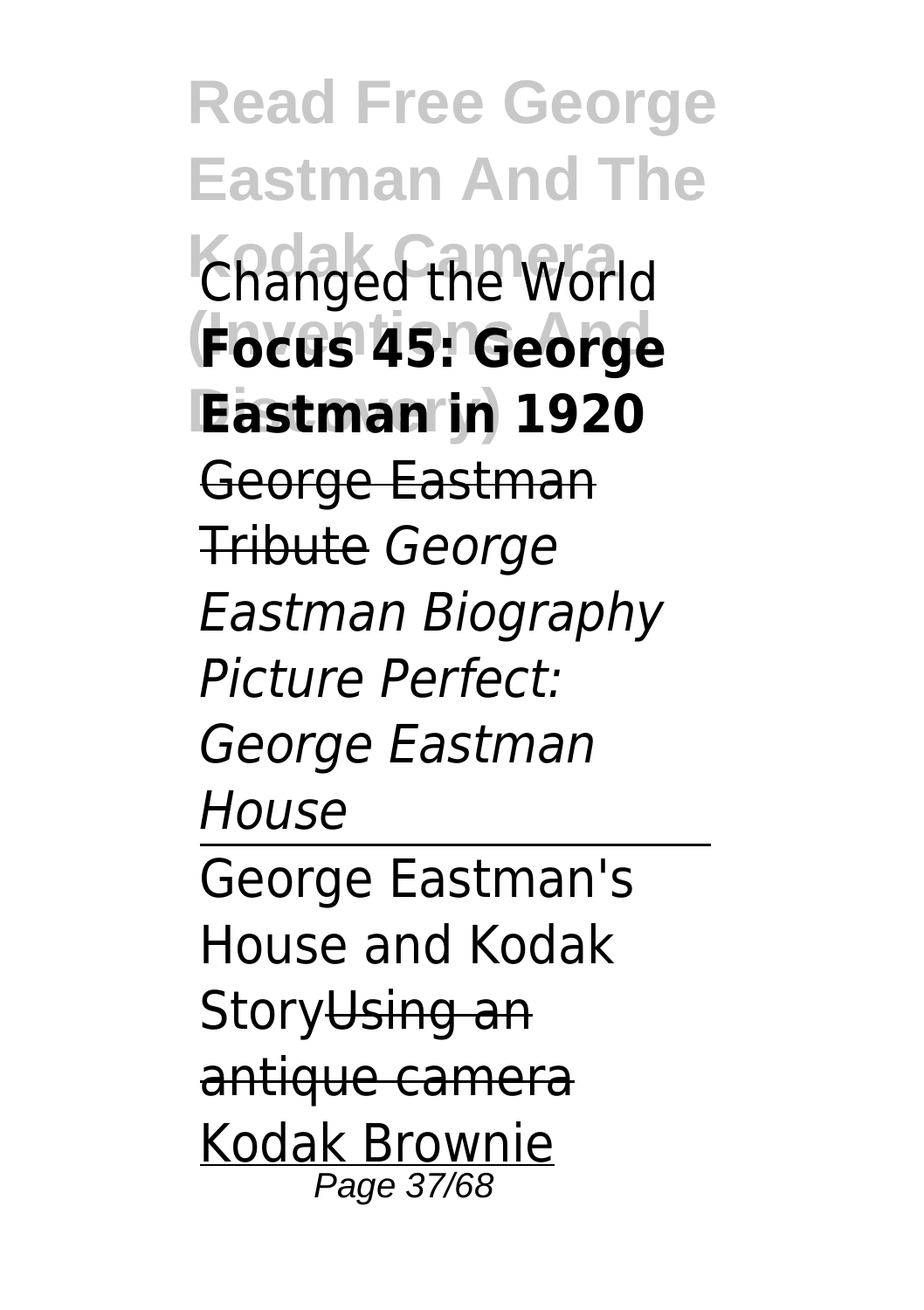Changed the World **Focus 45: George Eastman in 1920** ~~George Eastman Tribute~~ *George Eastman Biography Picture Perfect: George Eastman House*

George Eastman's House and Kodak Story~~Using an antique camera~~ Kodak Brownie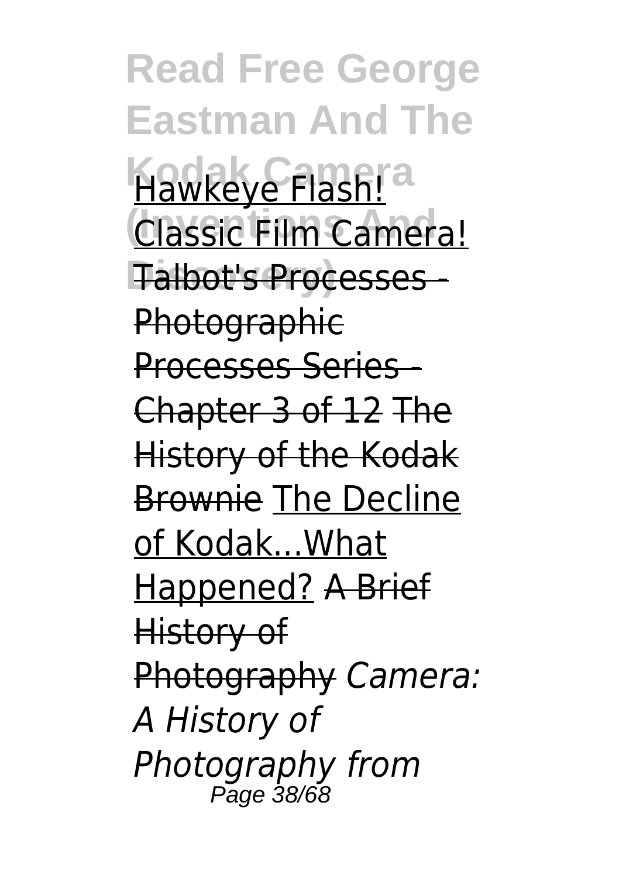Hawkeye Flash! Classic Film Camera! Talbot's Processes - Photographic Processes Series - Chapter 3 of 12 The History of the Kodak Brownie The Decline of Kodak...What Happened? A Brief History of Photography *Camera: A History of Photography from*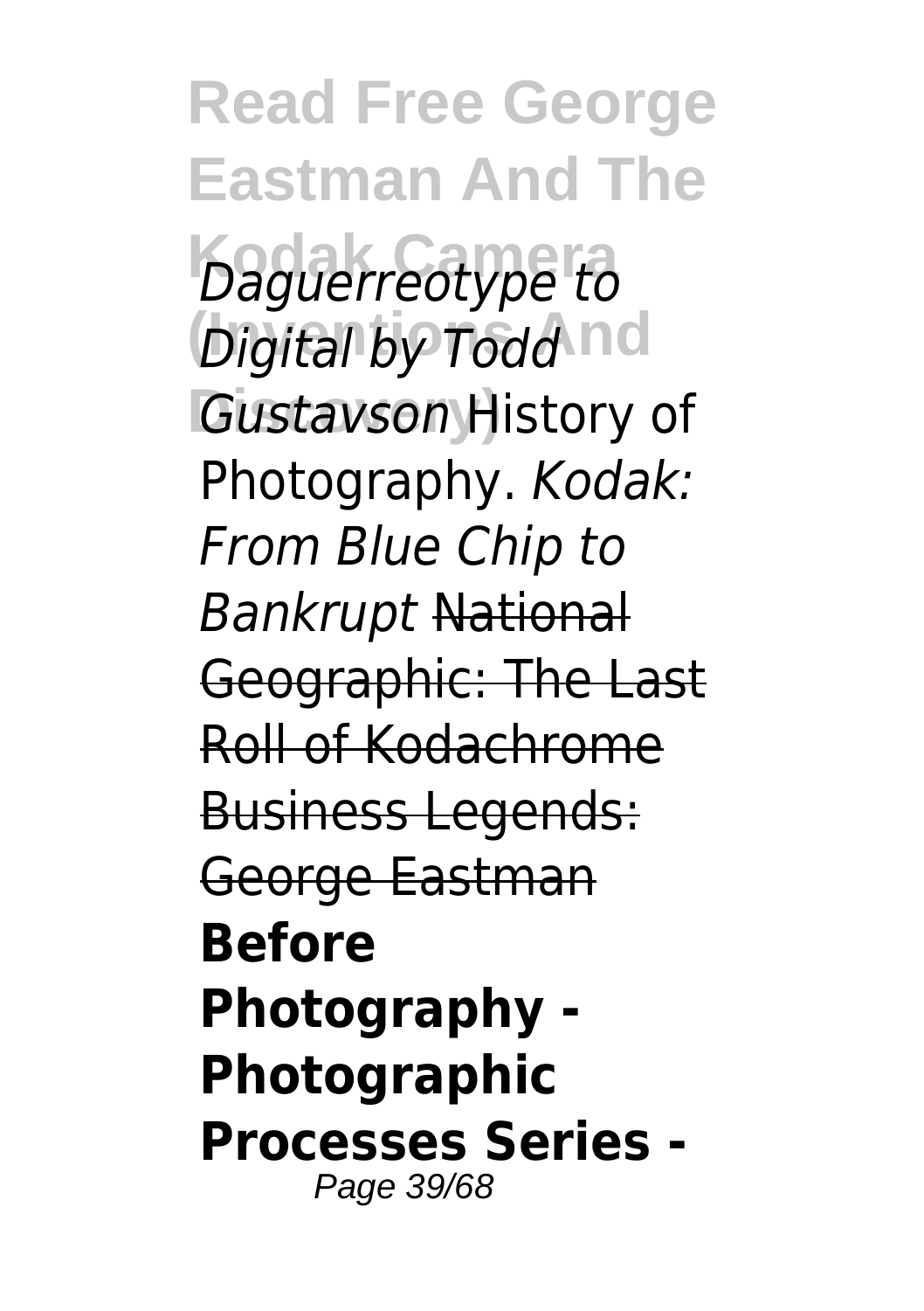*Daguerreotype to Digital by Todd Gustavson* History of Photography. *Kodak: From Blue Chip to Bankrupt* ~~National Geographic: The Last Roll of Kodachrome~~ ~~Business Legends: George Eastman~~ **Before Photography - Photographic Processes Series -**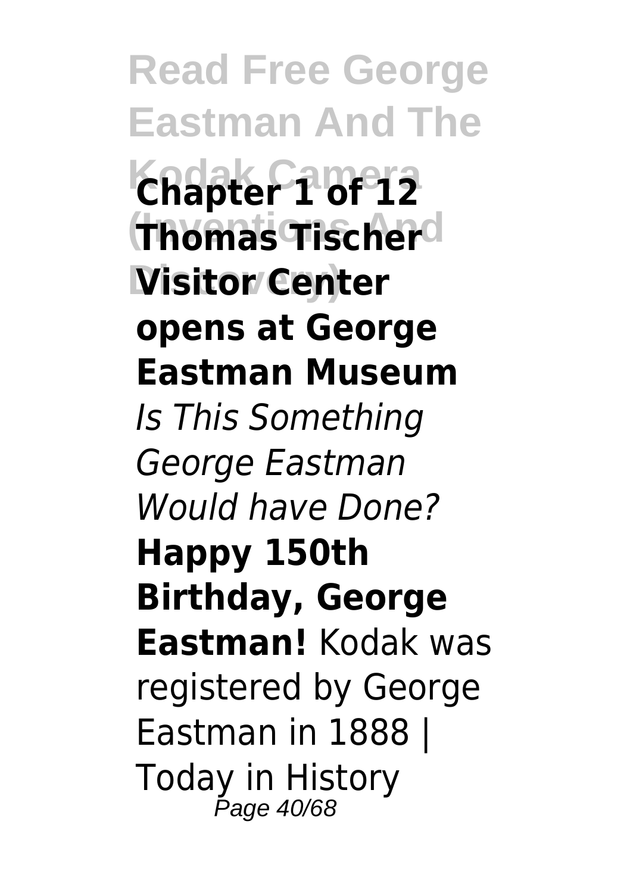**Chapter 1 of 12 Thomas Tischer Visitor Center opens at George Eastman Museum** *Is This Something George Eastman Would have Done?* **Happy 150th Birthday, George Eastman!** Kodak was registered by George Eastman in 1888 | Today in History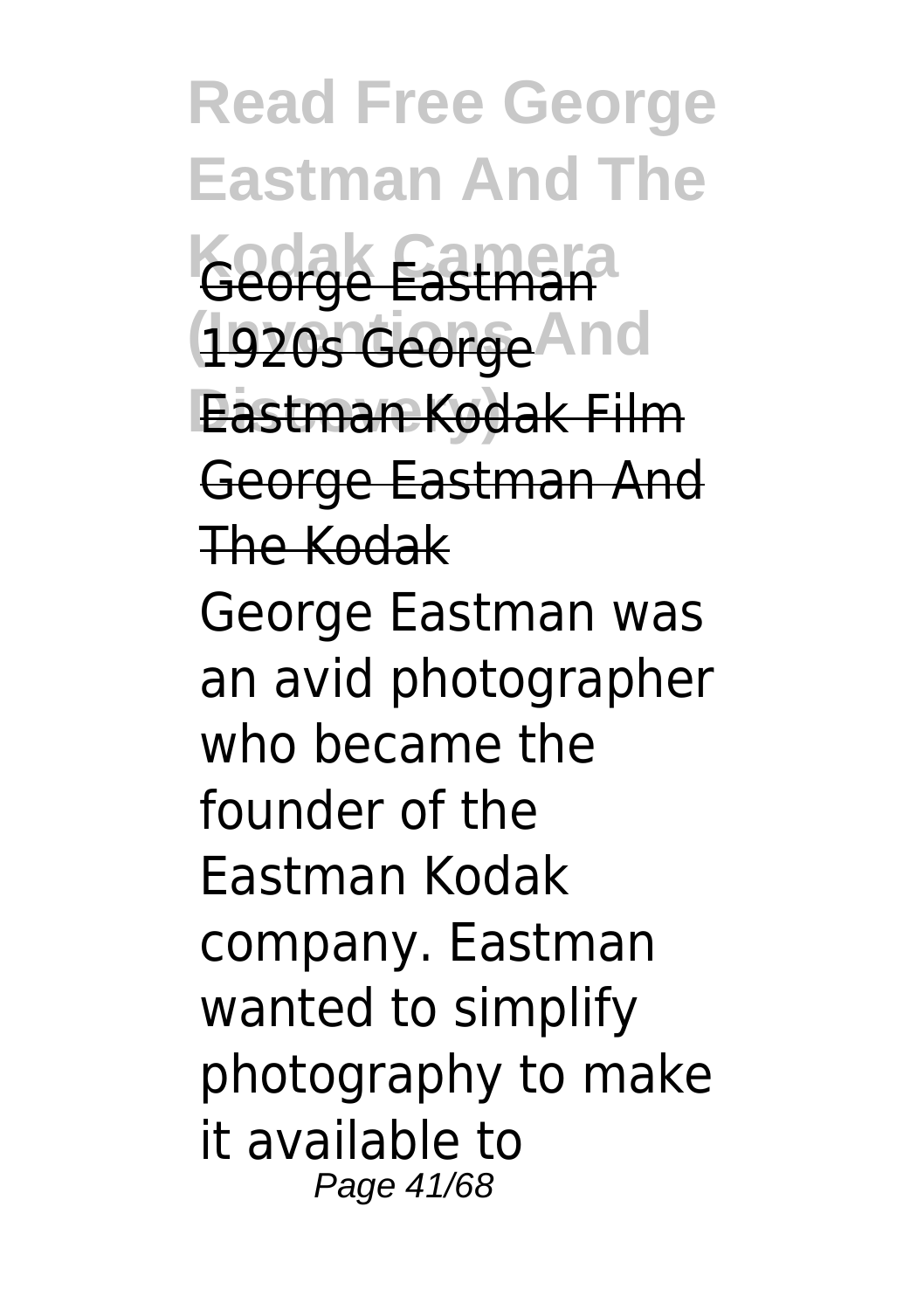George Eastman

1920s George Eastman Kodak Film

George Eastman And The Kodak

George Eastman was an avid photographer who became the founder of the Eastman Kodak company. Eastman wanted to simplify photography to make it available to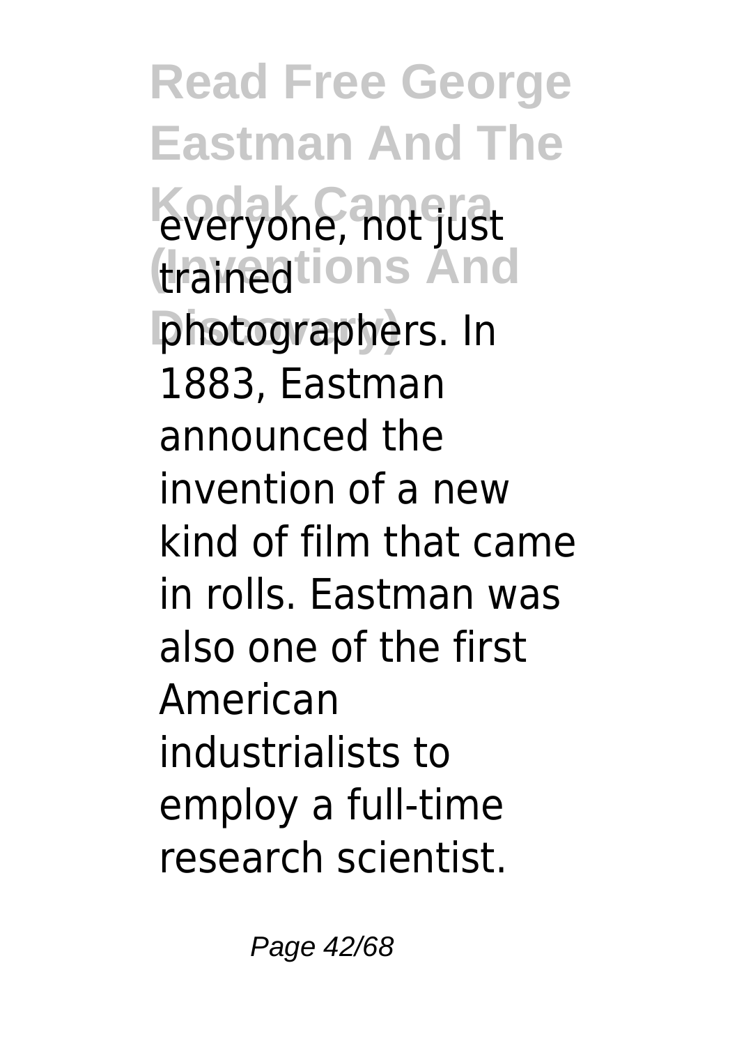everyone, not just trained photographers. In 1883, Eastman announced the invention of a new kind of film that came in rolls. Eastman was also one of the first American industrialists to employ a full-time research scientist.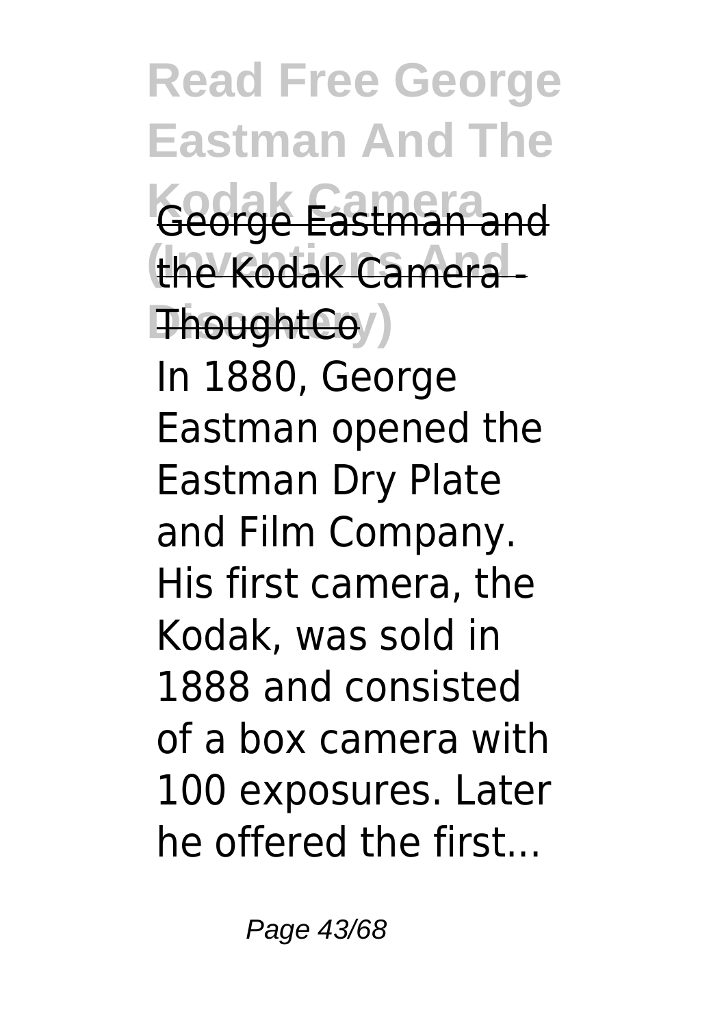George Eastman and the Kodak Camera - ThoughtCo

In 1880, George Eastman opened the Eastman Dry Plate and Film Company. His first camera, the Kodak, was sold in 1888 and consisted of a box camera with 100 exposures. Later he offered the first...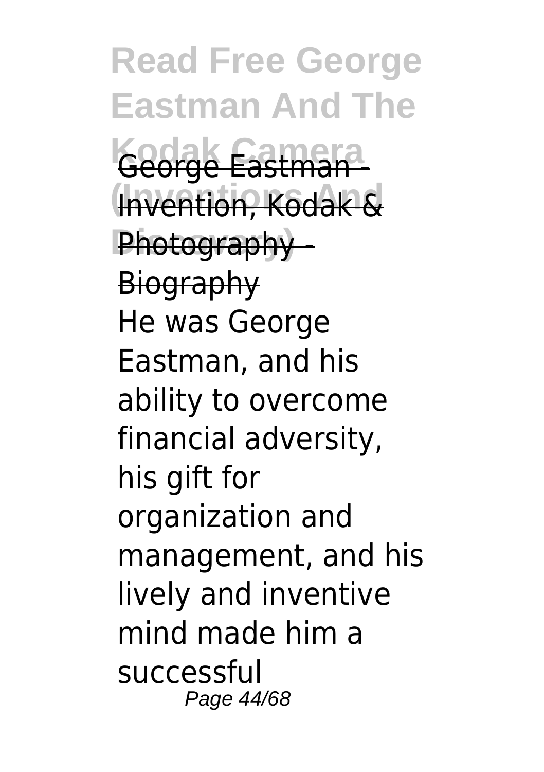George Eastman - Invention, Kodak & Photography - Biography

He was George Eastman, and his ability to overcome financial adversity, his gift for organization and management, and his lively and inventive mind made him a successful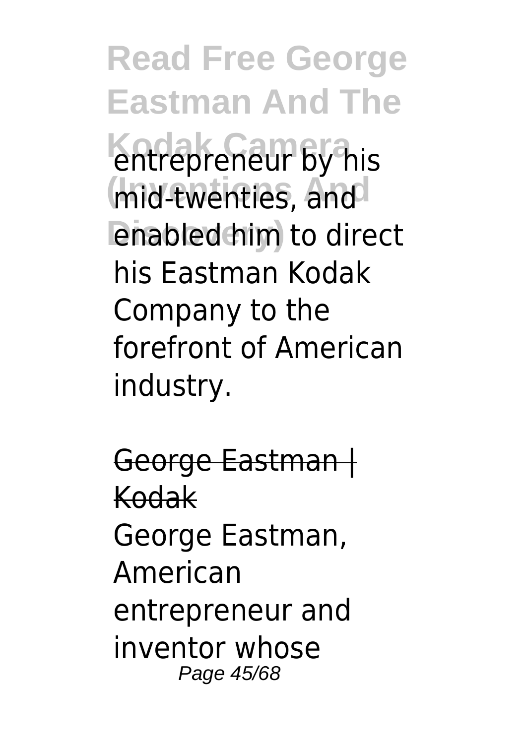entrepreneur by his mid-twenties, and enabled him to direct his Eastman Kodak Company to the forefront of American industry.

George Eastman | Kodak

George Eastman, American entrepreneur and inventor whose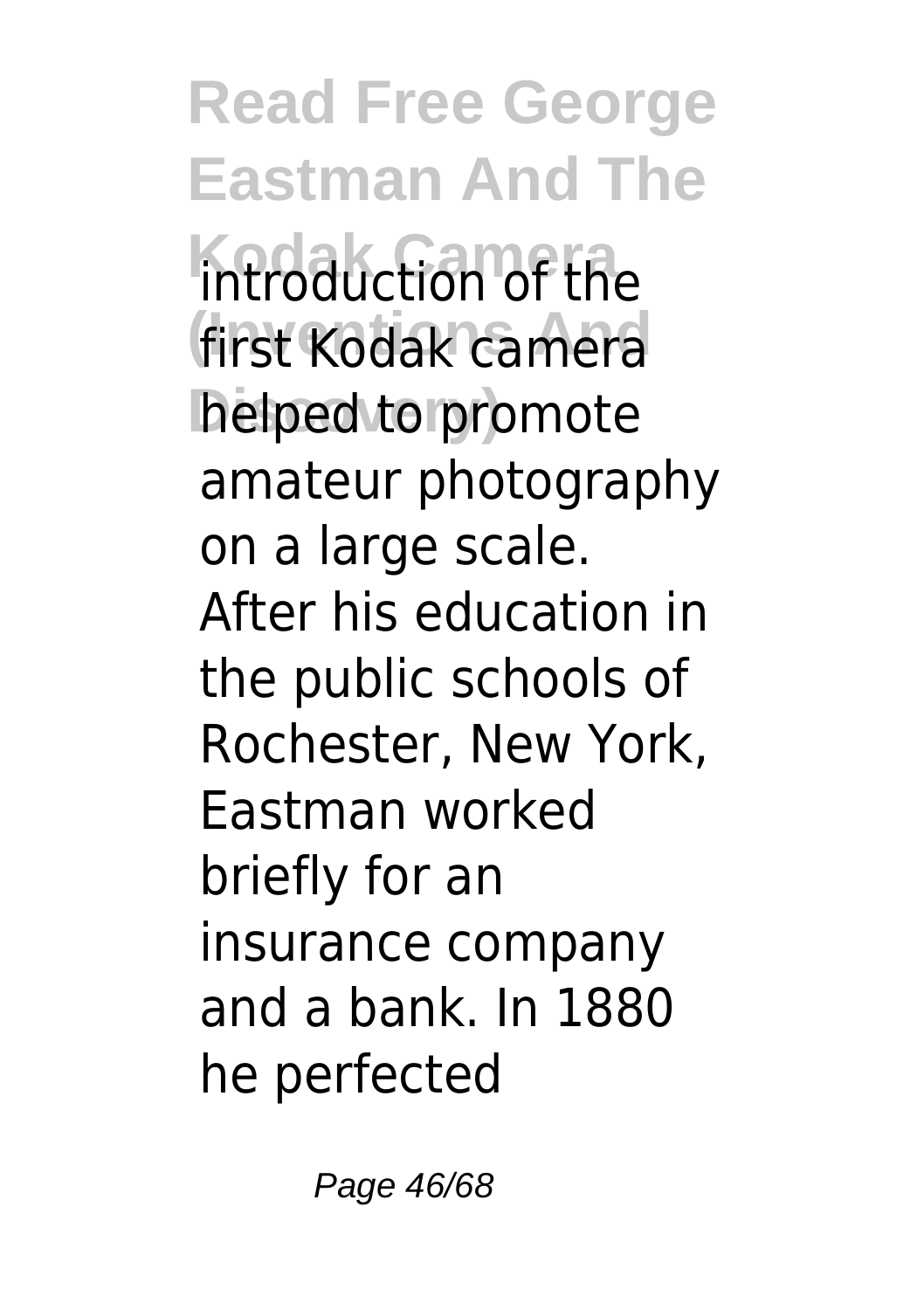introduction of the first Kodak camera helped to promote amateur photography on a large scale. After his education in the public schools of Rochester, New York, Eastman worked briefly for an insurance company and a bank. In 1880 he perfected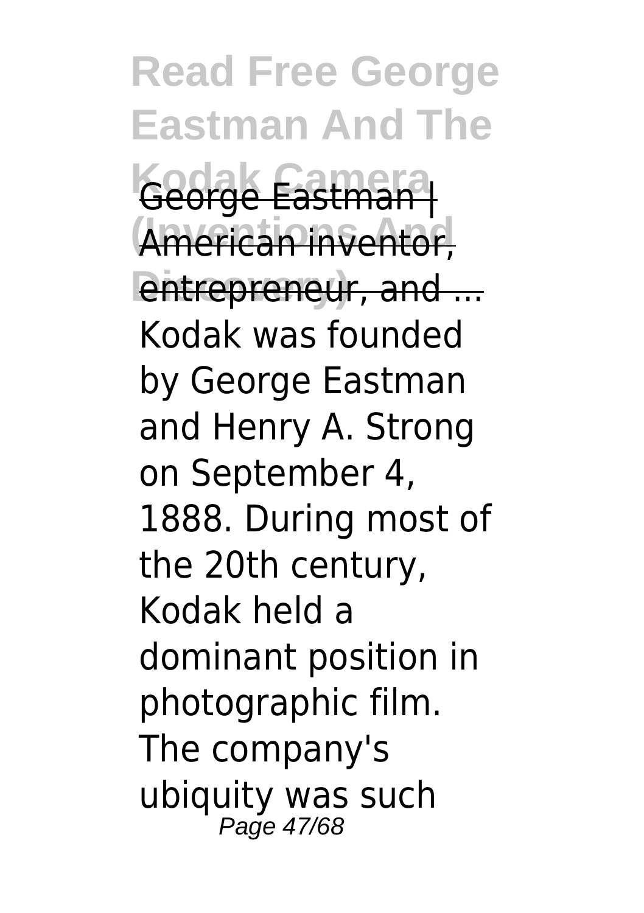George Eastman | American inventor, entrepreneur, and ...

Kodak was founded by George Eastman and Henry A. Strong on September 4, 1888. During most of the 20th century, Kodak held a dominant position in photographic film. The company's ubiquity was such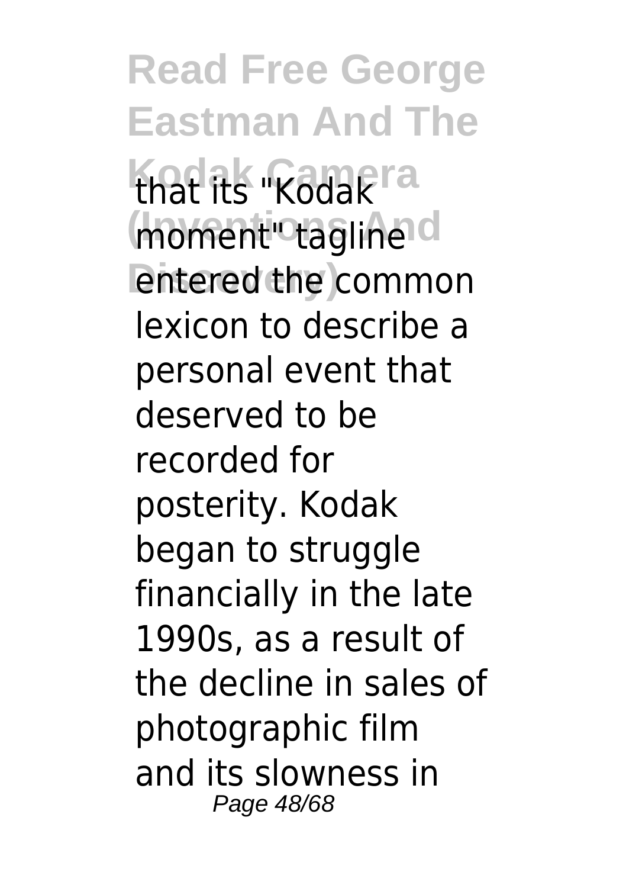that its "Kodak moment" tagline entered the common lexicon to describe a personal event that deserved to be recorded for posterity. Kodak began to struggle financially in the late 1990s, as a result of the decline in sales of photographic film and its slowness in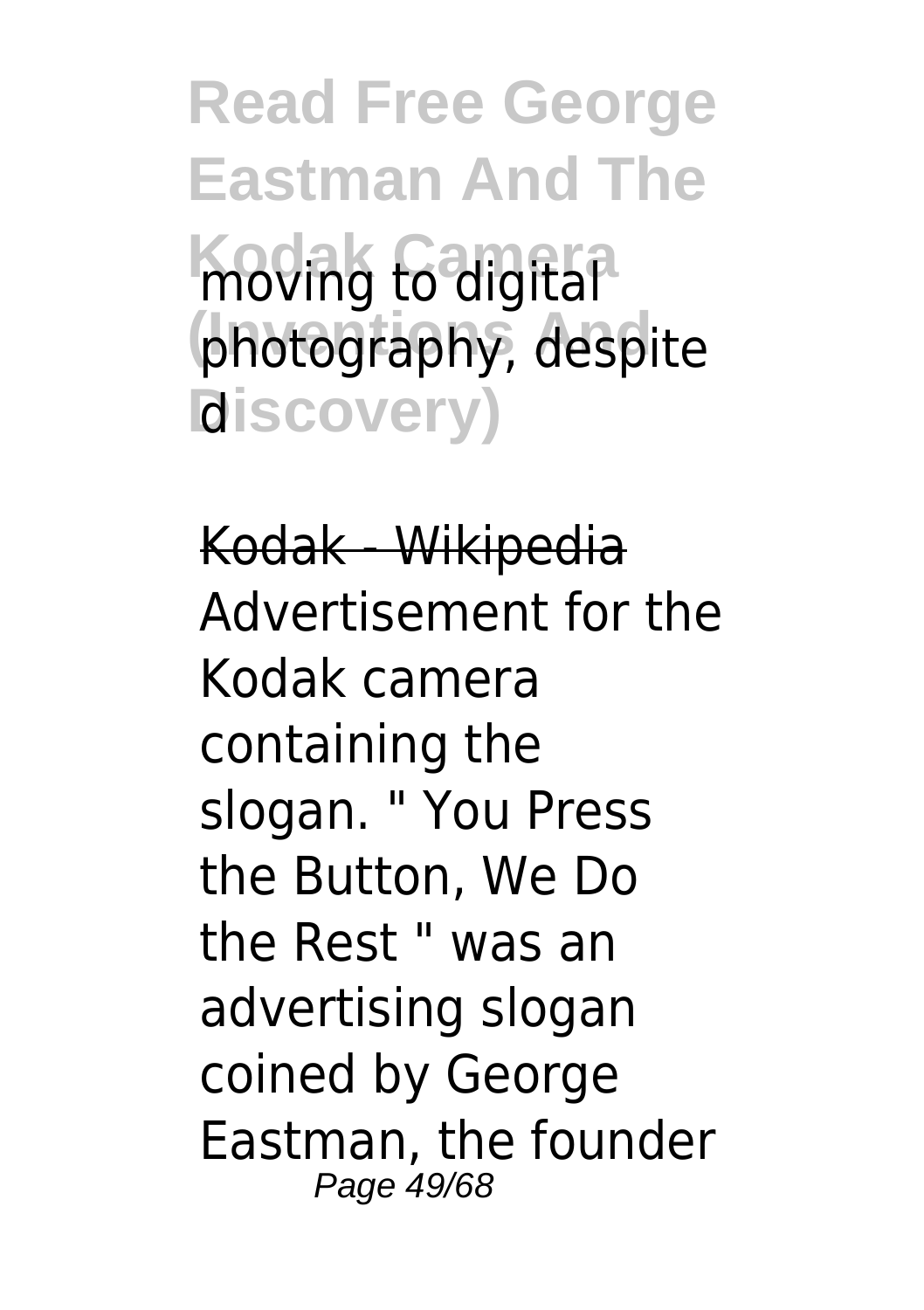moving to digital photography, despite d

Kodak - Wikipedia

Advertisement for the Kodak camera containing the slogan. " You Press the Button, We Do the Rest " was an advertising slogan coined by George Eastman, the founder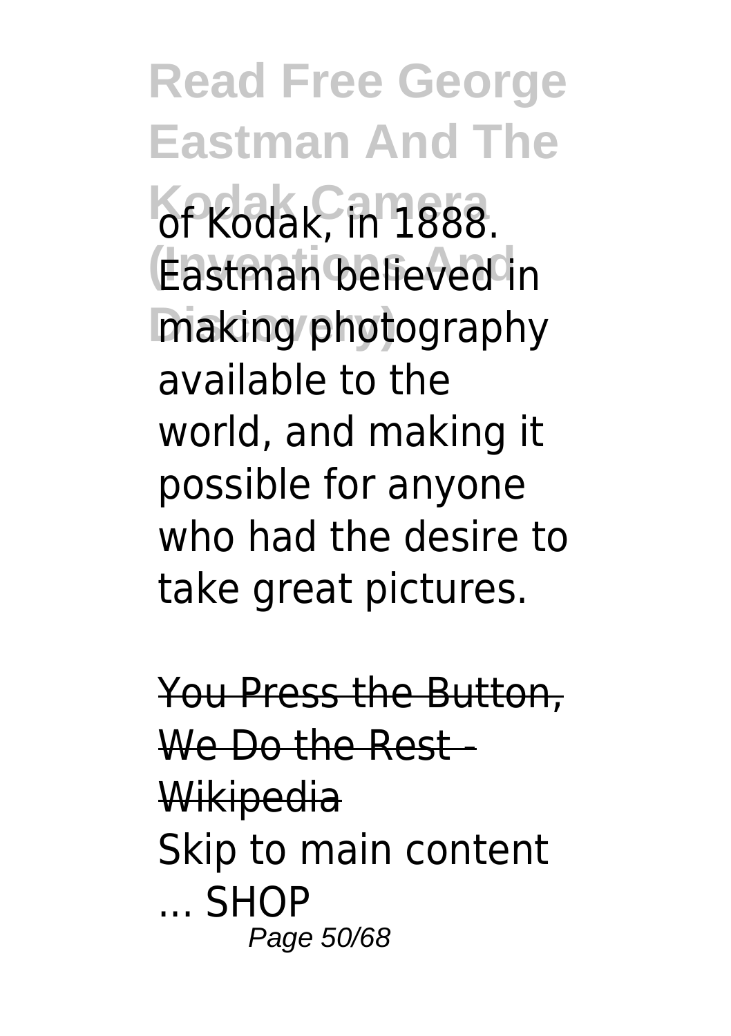of Kodak, in 1888. Eastman believed in making photography available to the world, and making it possible for anyone who had the desire to take great pictures.

~~You Press the Button, We Do the Rest - Wikipedia~~

Skip to main content ... SHOP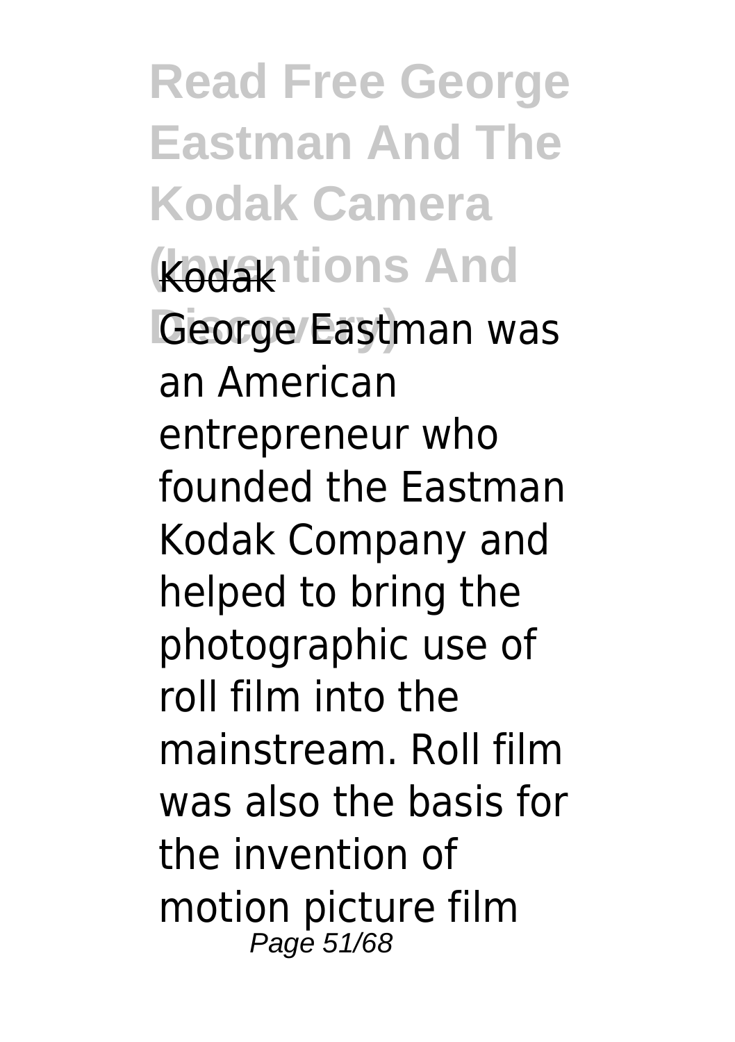Kodak

George Eastman was an American entrepreneur who founded the Eastman Kodak Company and helped to bring the photographic use of roll film into the mainstream. Roll film was also the basis for the invention of motion picture film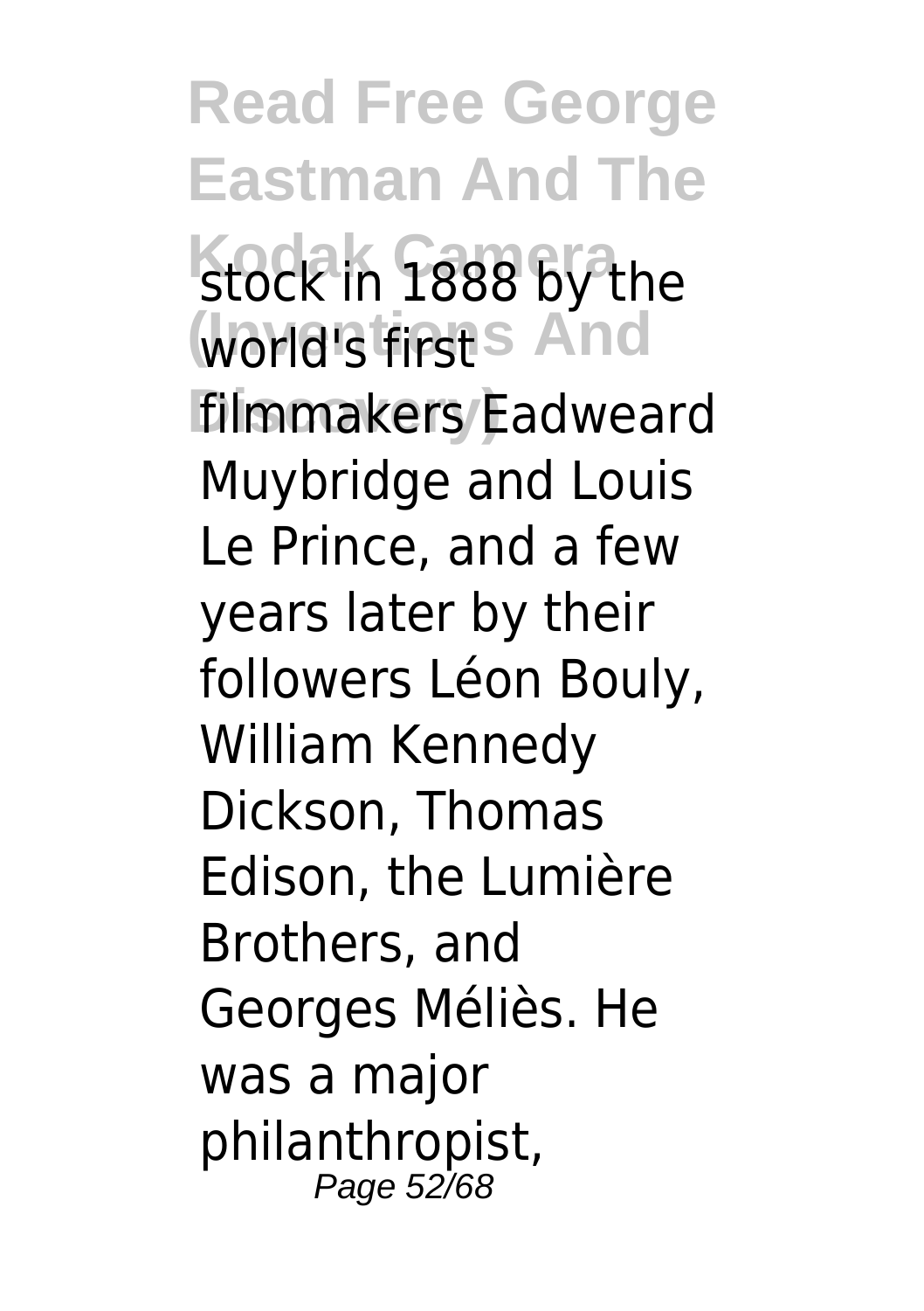stock in 1888 by the world's first filmmakers Eadweard Muybridge and Louis Le Prince, and a few years later by their followers Léon Bouly, William Kennedy Dickson, Thomas Edison, the Lumière Brothers, and Georges Méliès. He was a major philanthropist,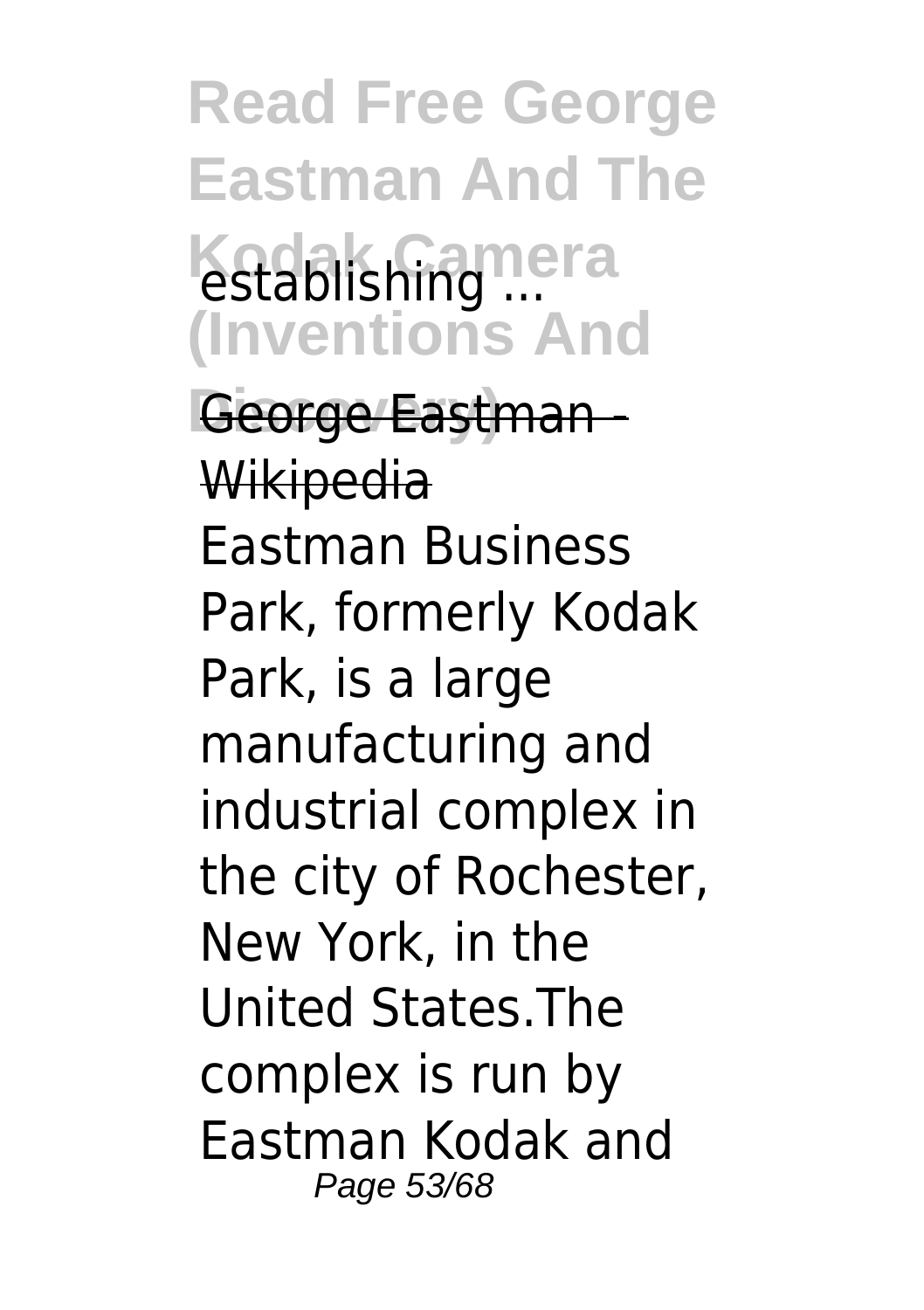establishing ...

George Eastman - Wikipedia

Eastman Business Park, formerly Kodak Park, is a large manufacturing and industrial complex in the city of Rochester, New York, in the United States.The complex is run by Eastman Kodak and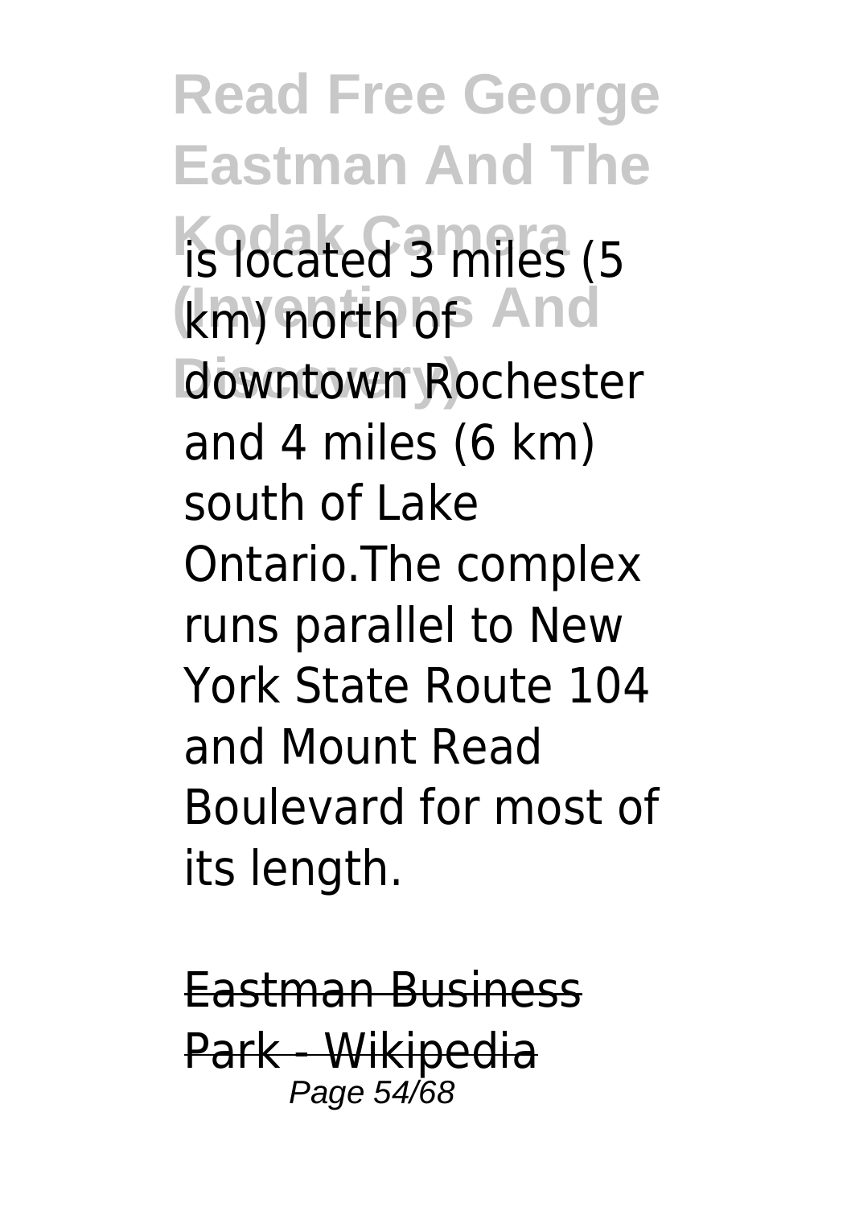is located 3 miles (5 km) north of downtown Rochester and 4 miles (6 km) south of Lake Ontario.The complex runs parallel to New York State Route 104 and Mount Read Boulevard for most of its length.

Eastman Business Park - Wikipedia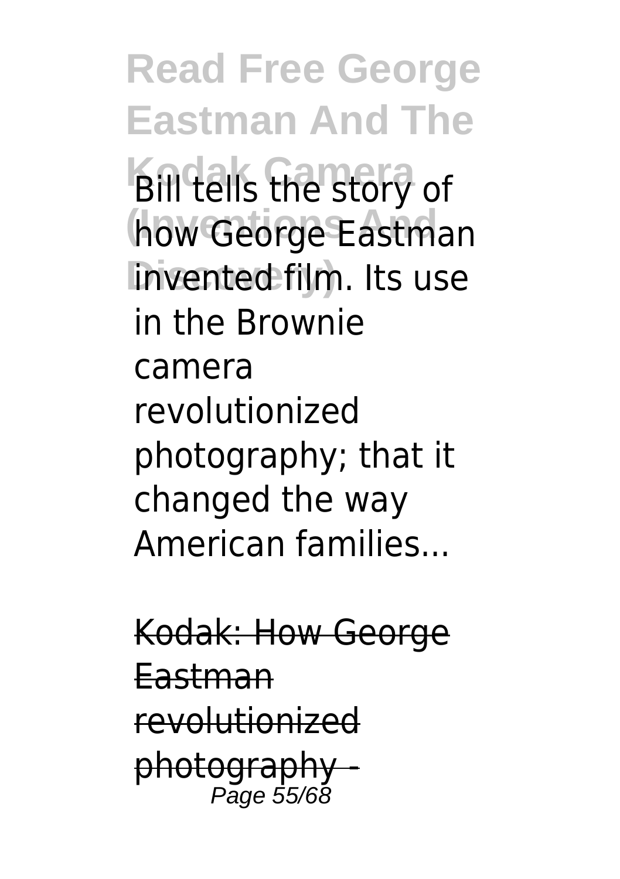Bill tells the story of how George Eastman invented film. Its use in the Brownie camera revolutionized photography; that it changed the way American families...

Kodak: How George Eastman revolutionized photography -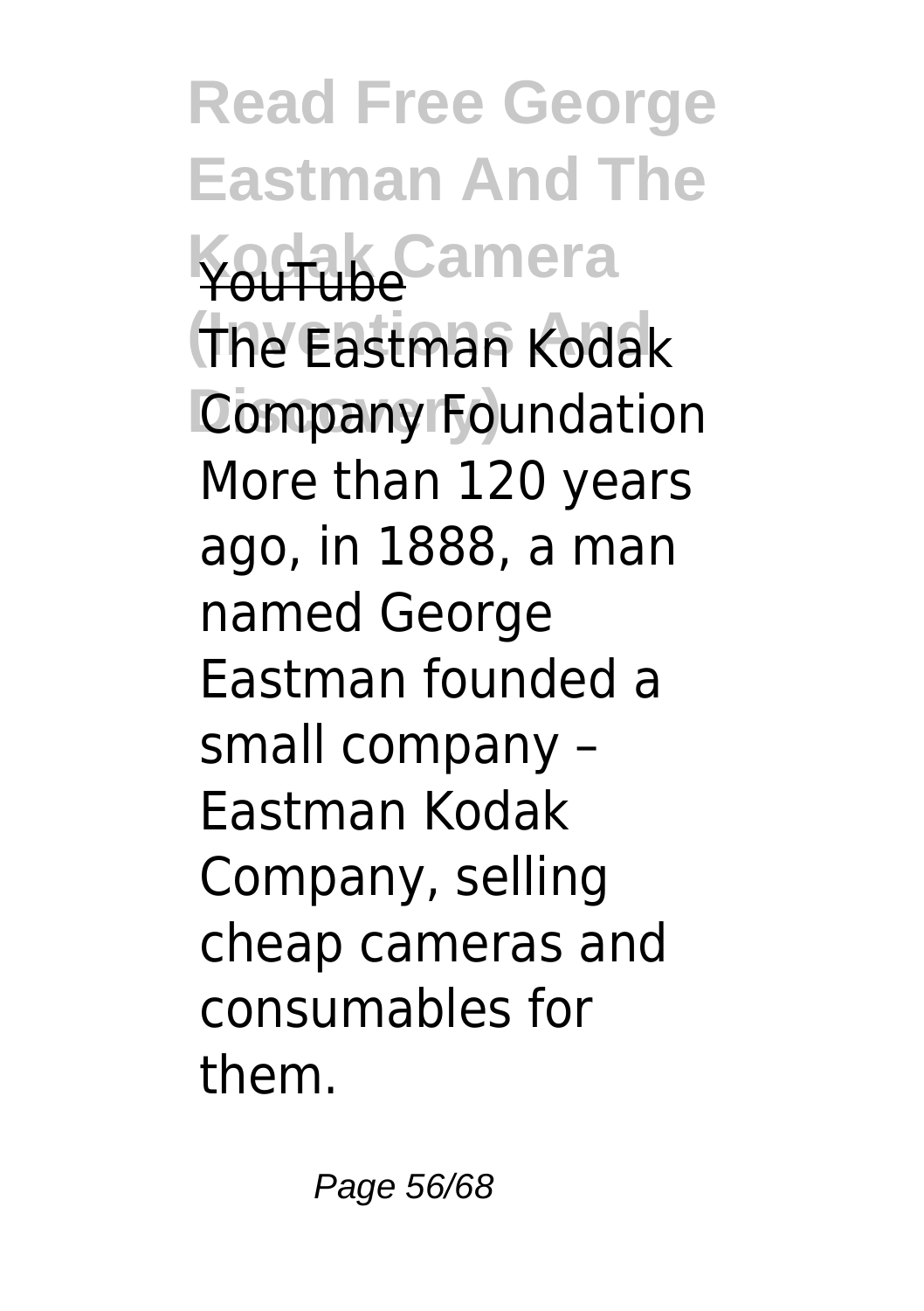YouTube

The Eastman Kodak Company Foundation More than 120 years ago, in 1888, a man named George Eastman founded a small company – Eastman Kodak Company, selling cheap cameras and consumables for them.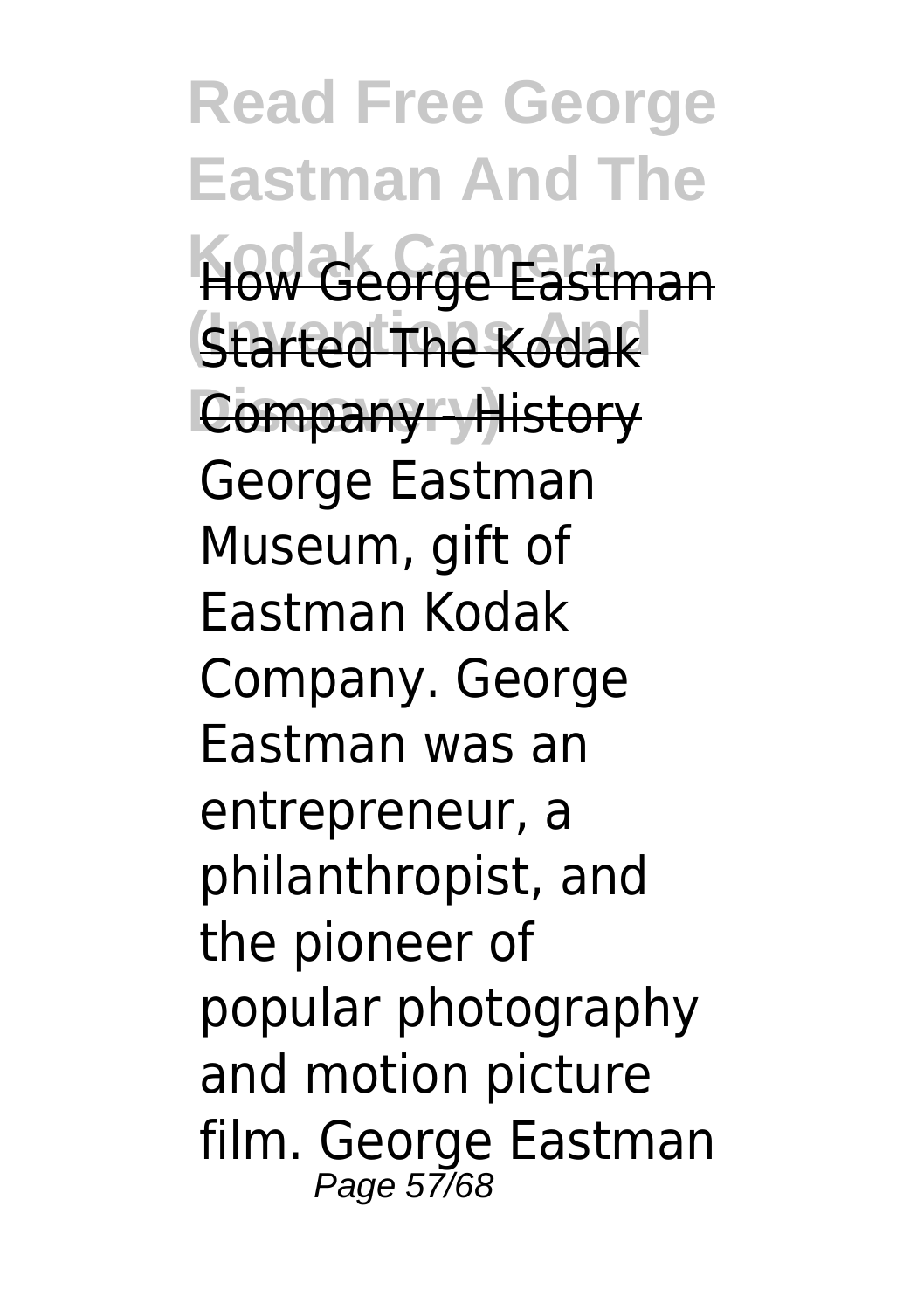How George Eastman Started The Kodak Company - History

George Eastman Museum, gift of Eastman Kodak Company. George Eastman was an entrepreneur, a philanthropist, and the pioneer of popular photography and motion picture film. George Eastman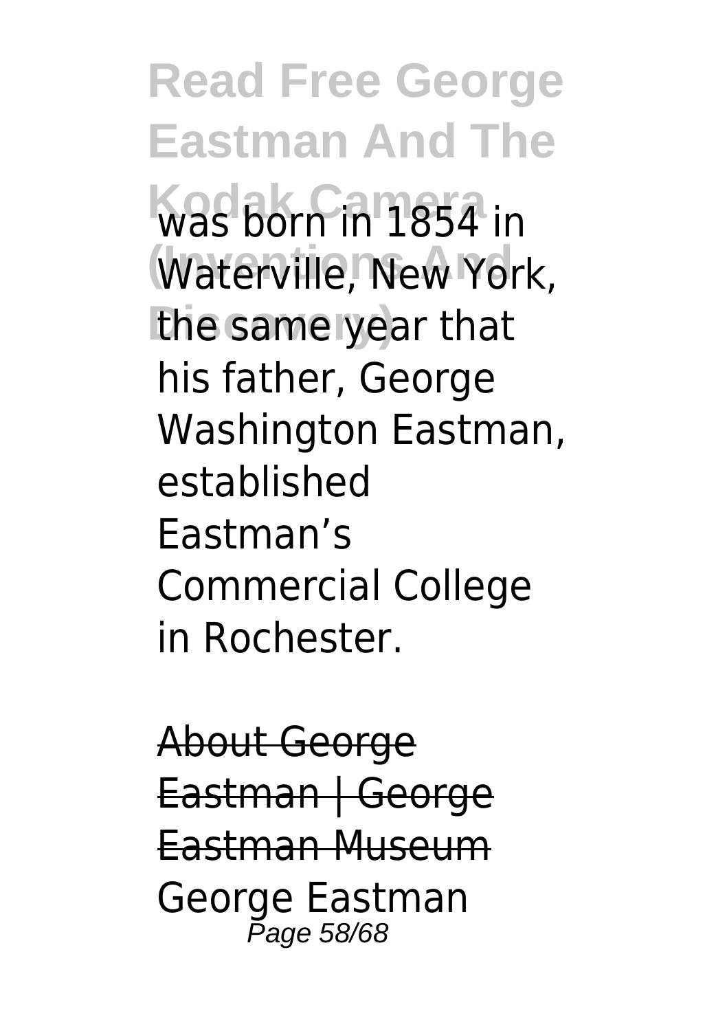was born in 1854 in Waterville, New York, the same year that his father, George Washington Eastman, established Eastman's Commercial College in Rochester.

About George Eastman | George Eastman Museum

George Eastman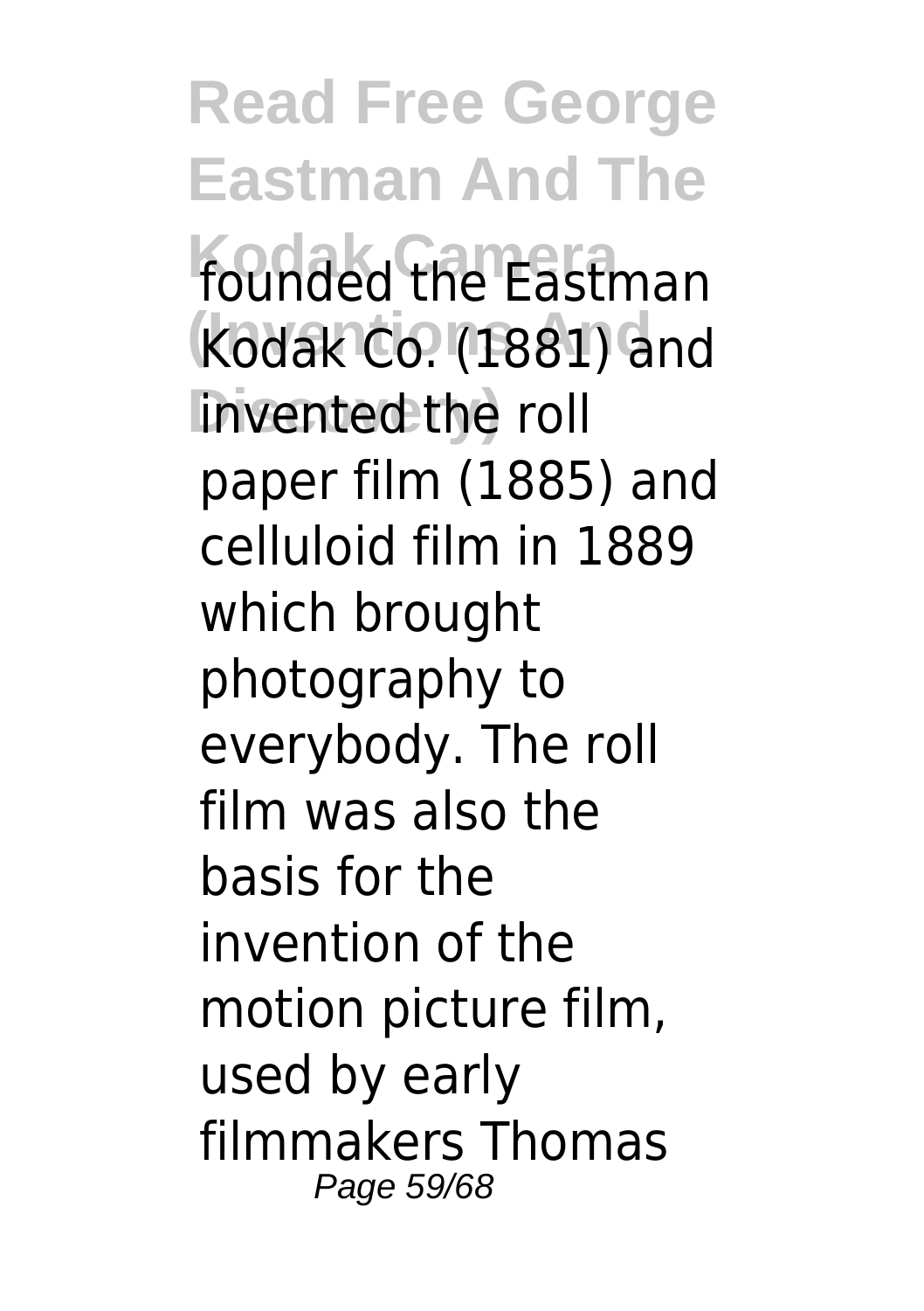founded the Eastman Kodak Co. (1881) and invented the roll paper film (1885) and celluloid film in 1889 which brought photography to everybody. The roll film was also the basis for the invention of the motion picture film, used by early filmmakers Thomas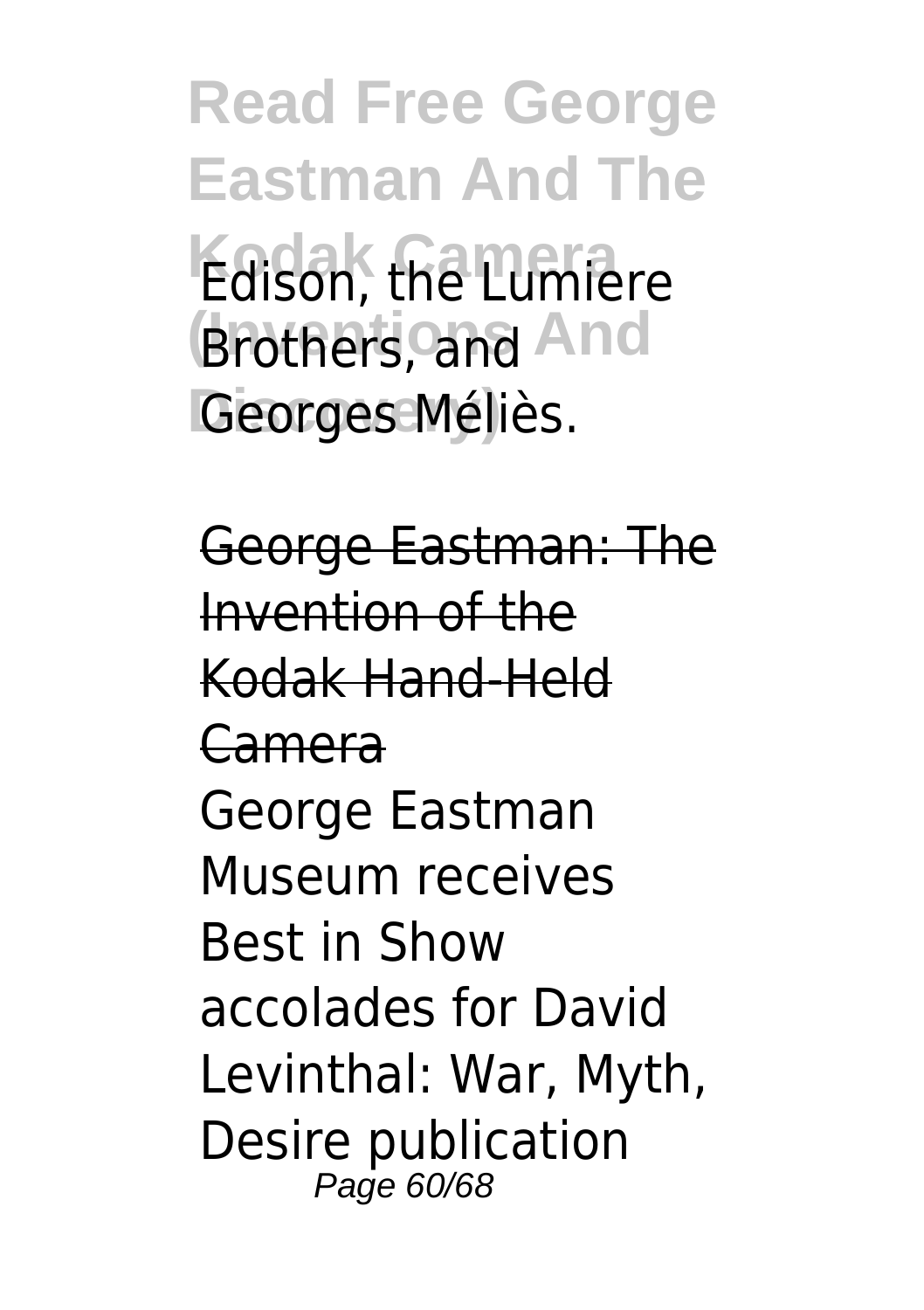Edison, the Lumiere Brothers, and Georges Méliès.

George Eastman: The Invention of the Kodak Hand-Held Camera

George Eastman Museum receives Best in Show accolades for David Levinthal: War, Myth, Desire publication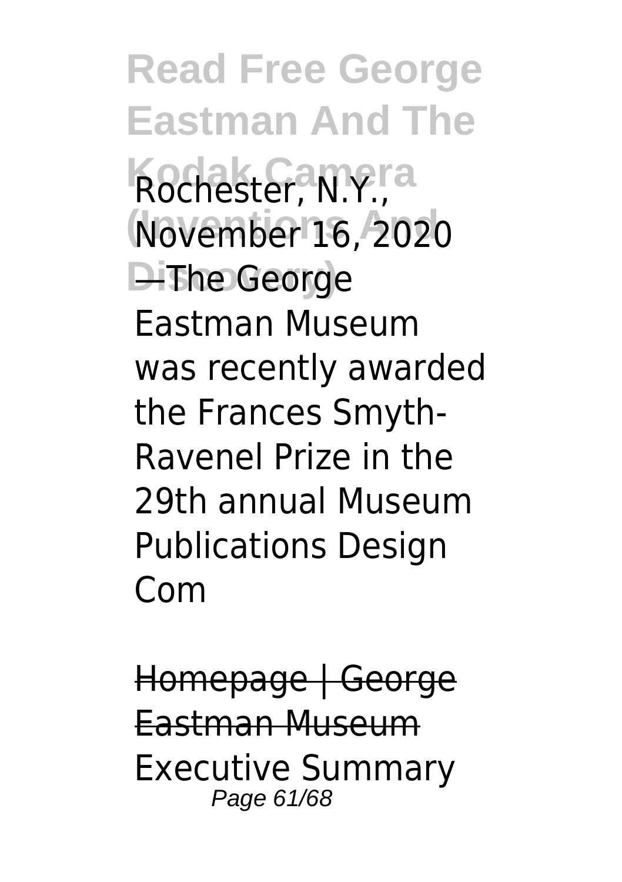Rochester, N.Y., November 16, 2020 —The George Eastman Museum was recently awarded the Frances Smyth-Ravenel Prize in the 29th annual Museum Publications Design Com

Homepage | George Eastman Museum

Executive Summary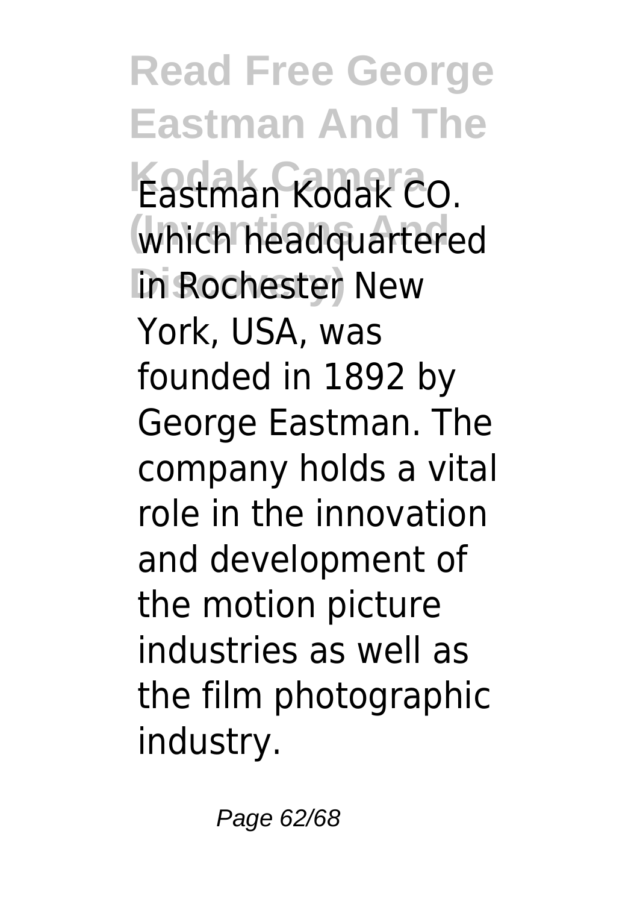Eastman Kodak CO. which headquartered in Rochester New York, USA, was founded in 1892 by George Eastman. The company holds a vital role in the innovation and development of the motion picture industries as well as the film photographic industry.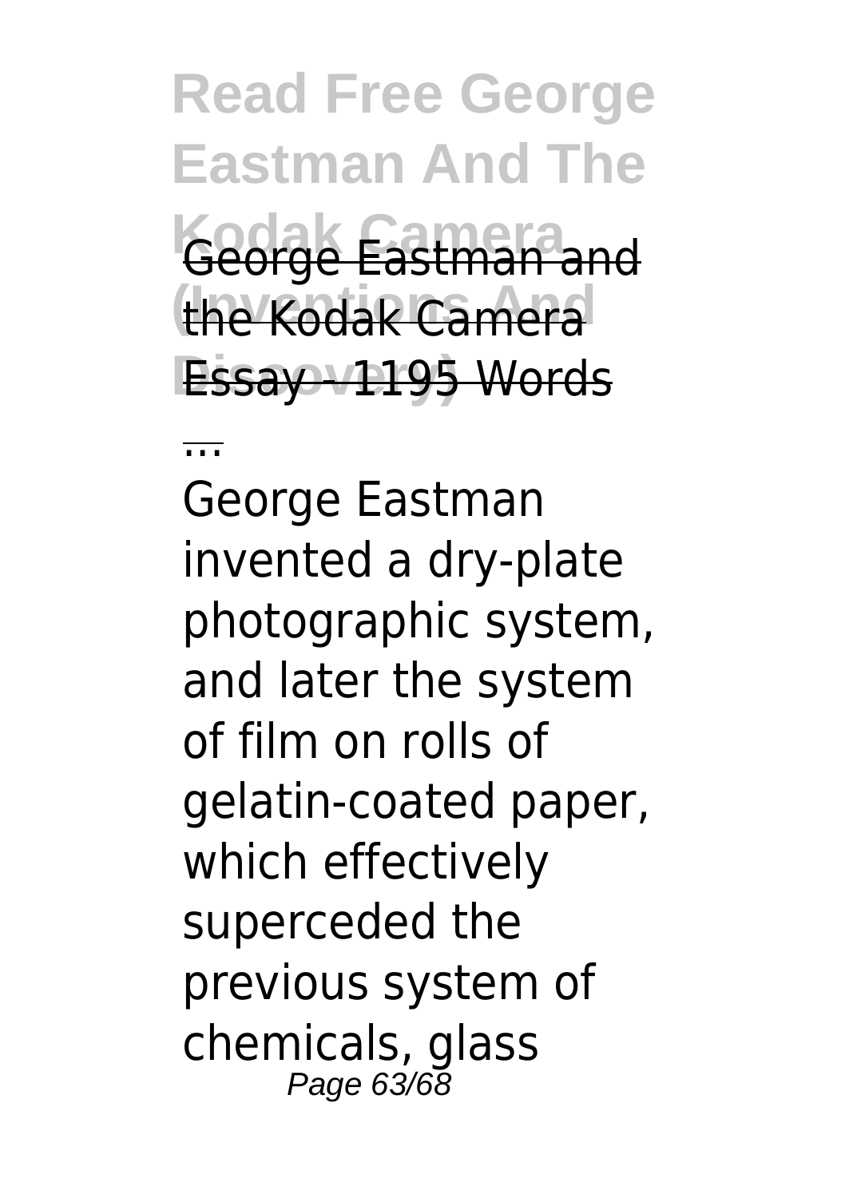George Eastman and the Kodak Camera Essay - 1195 Words

...

George Eastman invented a dry-plate photographic system, and later the system of film on rolls of gelatin-coated paper, which effectively superceded the previous system of chemicals, glass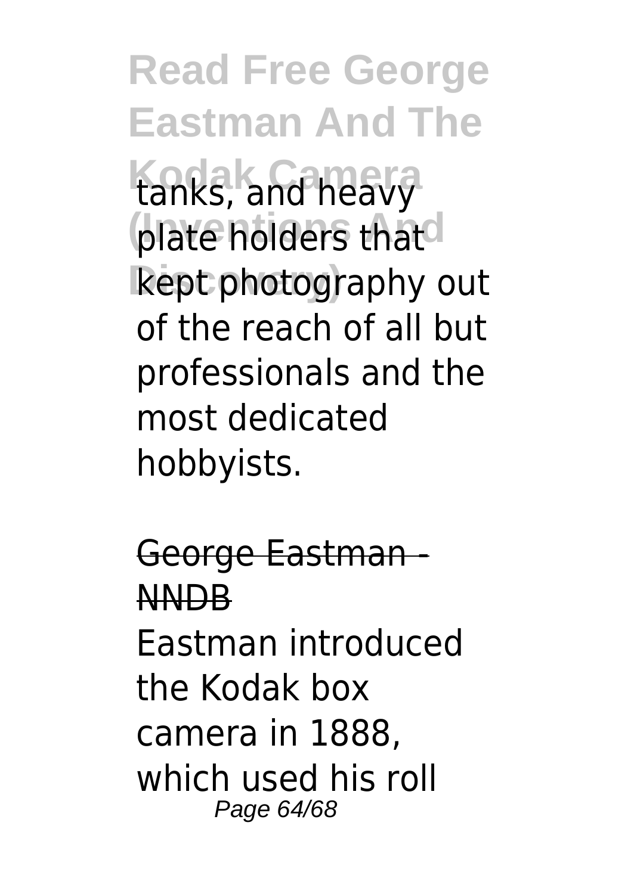tanks, and heavy plate holders that kept photography out of the reach of all but professionals and the most dedicated hobbyists.

~~George Eastman - NNDB~~

Eastman introduced the Kodak box camera in 1888, which used his roll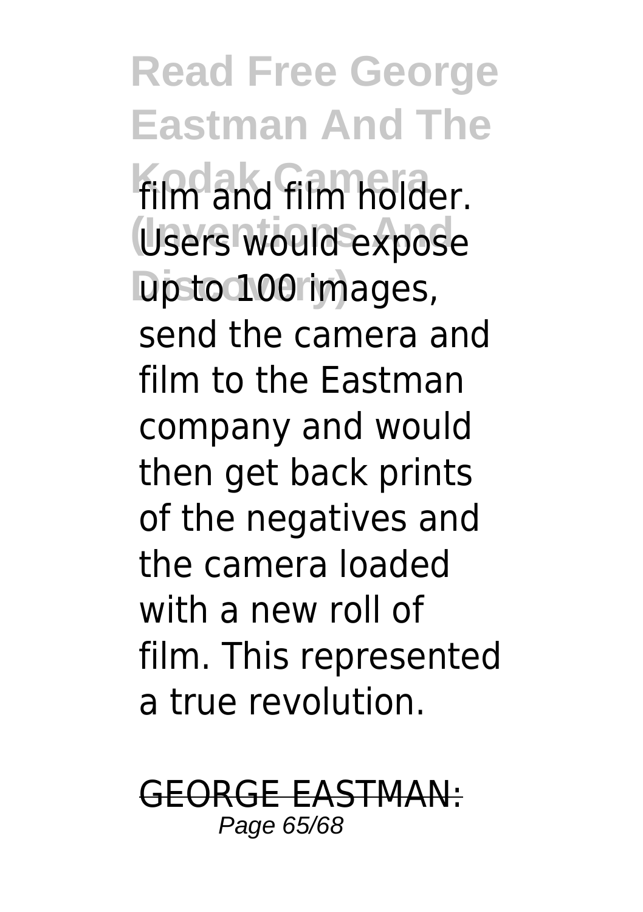film and film holder. Users would expose up to 100 images, send the camera and film to the Eastman company and would then get back prints of the negatives and the camera loaded with a new roll of film. This represented a true revolution.

GEORGE EASTMAN: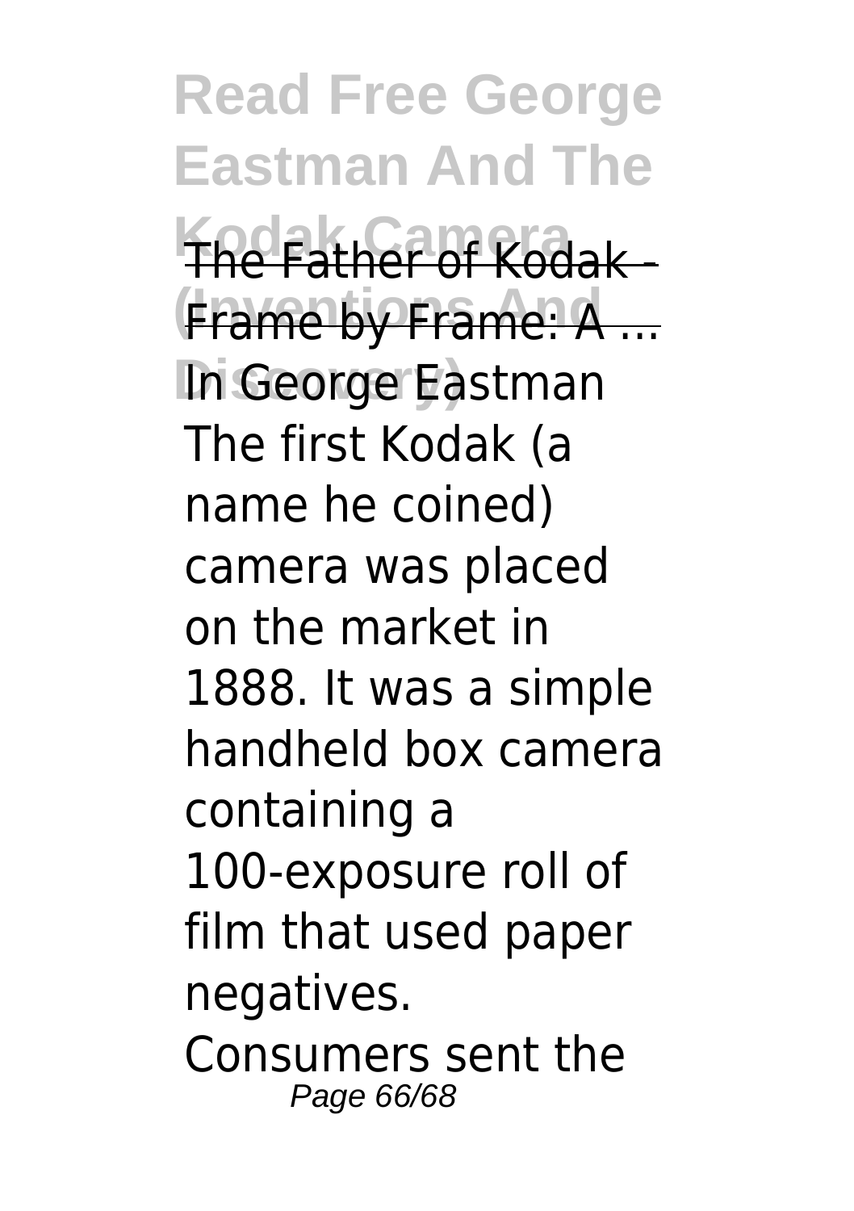The Father of Kodak - Frame by Frame: A ...

In George Eastman The first Kodak (a name he coined) camera was placed on the market in 1888. It was a simple handheld box camera containing a 100-exposure roll of film that used paper negatives. Consumers sent the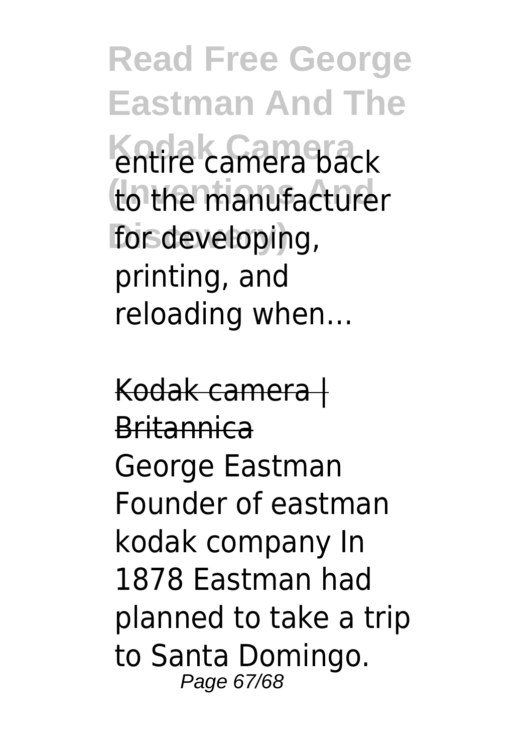entire camera back to the manufacturer for developing, printing, and reloading when…

~~Kodak camera | Britannica~~

George Eastman Founder of eastman kodak company In 1878 Eastman had planned to take a trip to Santa Domingo.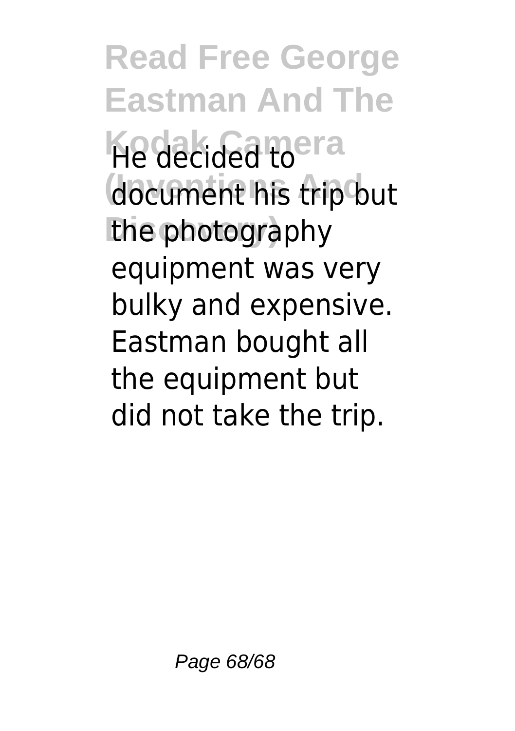He decided to document his trip but the photography equipment was very bulky and expensive. Eastman bought all the equipment but did not take the trip.